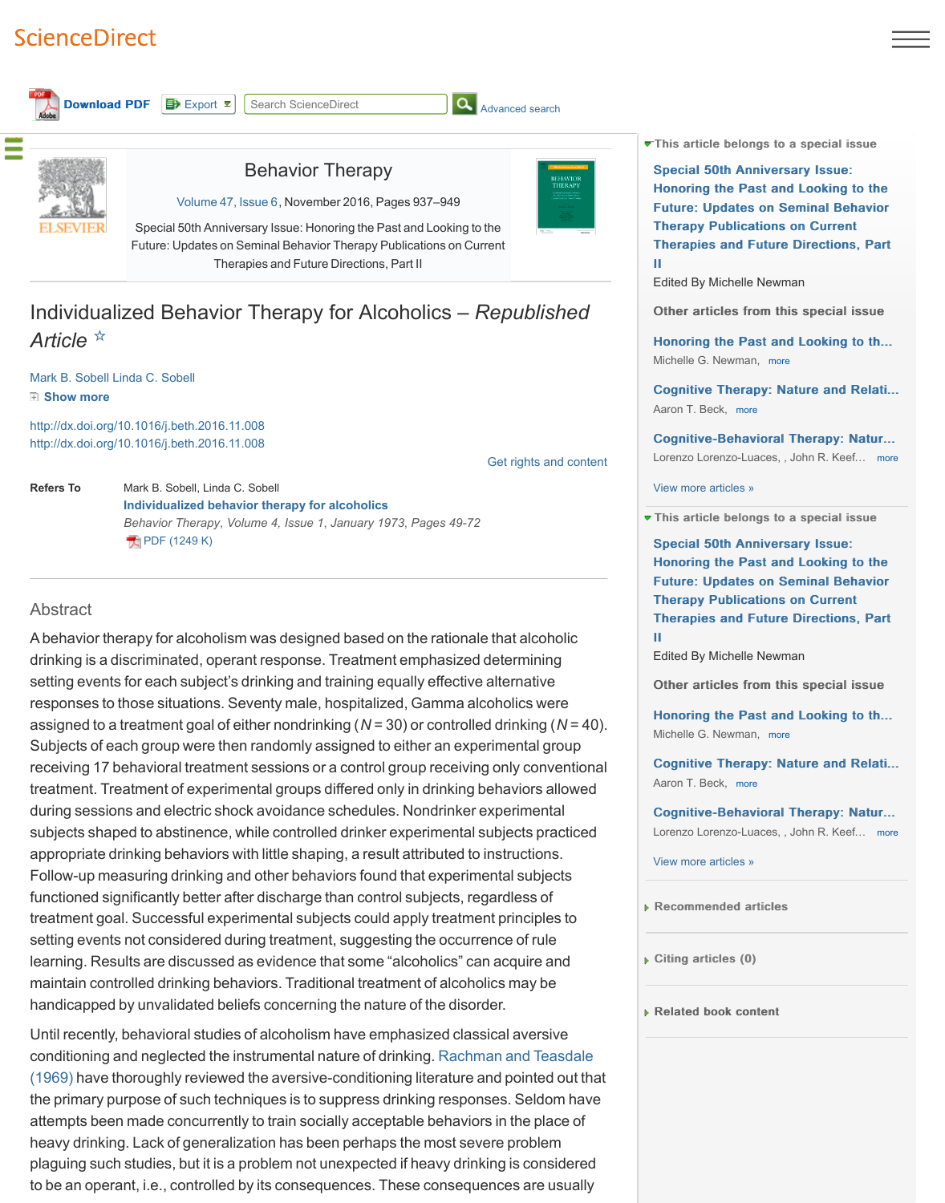# Behavior Therapy

Volume 47, Issue 6, November 2016, Pages 937–949

Special 50th Anniversary Issue: Honoring the Past and Looking to the Future: Updates on Seminal Behavior Therapy Publications on Current Therapies and Future Directions, Part II

# Individualized Behavior Therapy for Alcoholics – *Republished Article* ☆

Mark B. Sobell Linda C. Sobell

Show more

http://dx.doi.org/10.1016/j.beth.2016.11.008

http://dx.doi.org/10.1016/j.beth.2016.11.008

Get rights and content

**Refers To** Mark B. Sobell, Linda C. Sobell
**Individualized behavior therapy for alcoholics**
*Behavior Therapy*, *Volume 4, Issue 1, January 1973, Pages 49-72*
PDF (1249 K)

## Abstract

A behavior therapy for alcoholism was designed based on the rationale that alcoholic drinking is a discriminated, operant response. Treatment emphasized determining setting events for each subject's drinking and training equally effective alternative responses to those situations. Seventy male, hospitalized, Gamma alcoholics were assigned to a treatment goal of either nondrinking ($N = 30$) or controlled drinking ($N = 40$). Subjects of each group were then randomly assigned to either an experimental group receiving 17 behavioral treatment sessions or a control group receiving only conventional treatment. Treatment of experimental groups differed only in drinking behaviors allowed during sessions and electric shock avoidance schedules. Nondrinker experimental subjects shaped to abstinence, while controlled drinker experimental subjects practiced appropriate drinking behaviors with little shaping, a result attributed to instructions. Follow-up measuring drinking and other behaviors found that experimental subjects functioned significantly better after discharge than control subjects, regardless of treatment goal. Successful experimental subjects could apply treatment principles to setting events not considered during treatment, suggesting the occurrence of rule learning. Results are discussed as evidence that some "alcoholics" can acquire and maintain controlled drinking behaviors. Traditional treatment of alcoholics may be handicapped by unvalidated beliefs concerning the nature of the disorder.

Until recently, behavioral studies of alcoholism have emphasized classical aversive conditioning and neglected the instrumental nature of drinking. Rachman and Teasdale (1969) have thoroughly reviewed the aversive-conditioning literature and pointed out that the primary purpose of such techniques is to suppress drinking responses. Seldom have attempts been made concurrently to train socially acceptable behaviors in the place of heavy drinking. Lack of generalization has been perhaps the most severe problem plaguing such studies, but it is a problem not unexpected if heavy drinking is considered to be an operant, i.e., controlled by its consequences. These consequences are usually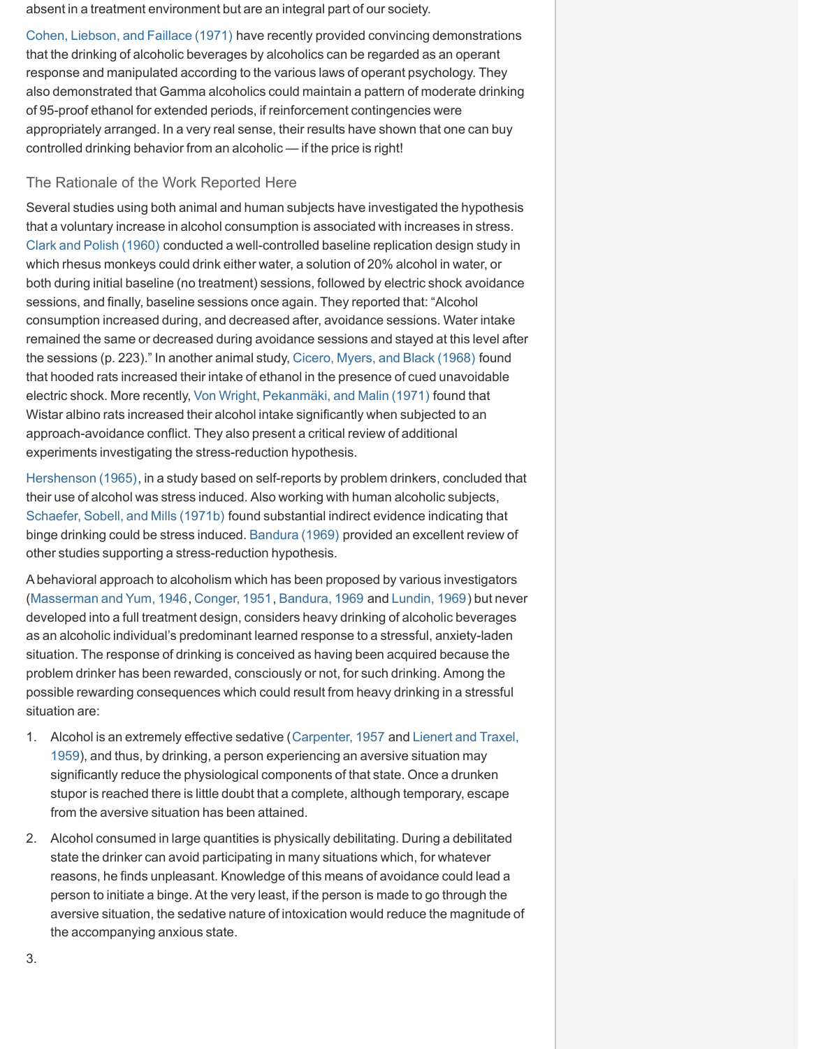absent in a treatment environment but are an integral part of our society.

Cohen, Liebson, and Faillace (1971) have recently provided convincing demonstrations that the drinking of alcoholic beverages by alcoholics can be regarded as an operant response and manipulated according to the various laws of operant psychology. They also demonstrated that Gamma alcoholics could maintain a pattern of moderate drinking of 95-proof ethanol for extended periods, if reinforcement contingencies were appropriately arranged. In a very real sense, their results have shown that one can buy controlled drinking behavior from an alcoholic — if the price is right!

## The Rationale of the Work Reported Here

Several studies using both animal and human subjects have investigated the hypothesis that a voluntary increase in alcohol consumption is associated with increases in stress. Clark and Polish (1960) conducted a well-controlled baseline replication design study in which rhesus monkeys could drink either water, a solution of 20% alcohol in water, or both during initial baseline (no treatment) sessions, followed by electric shock avoidance sessions, and finally, baseline sessions once again. They reported that: "Alcohol consumption increased during, and decreased after, avoidance sessions. Water intake remained the same or decreased during avoidance sessions and stayed at this level after the sessions (p. 223)." In another animal study, Cicero, Myers, and Black (1968) found that hooded rats increased their intake of ethanol in the presence of cued unavoidable electric shock. More recently, Von Wright, Pekanmäki, and Malin (1971) found that Wistar albino rats increased their alcohol intake significantly when subjected to an approach-avoidance conflict. They also present a critical review of additional experiments investigating the stress-reduction hypothesis.

Hershenson (1965), in a study based on self-reports by problem drinkers, concluded that their use of alcohol was stress induced. Also working with human alcoholic subjects, Schaefer, Sobell, and Mills (1971b) found substantial indirect evidence indicating that binge drinking could be stress induced. Bandura (1969) provided an excellent review of other studies supporting a stress-reduction hypothesis.

A behavioral approach to alcoholism which has been proposed by various investigators (Masserman and Yum, 1946, Conger, 1951, Bandura, 1969 and Lundin, 1969) but never developed into a full treatment design, considers heavy drinking of alcoholic beverages as an alcoholic individual's predominant learned response to a stressful, anxiety-laden situation. The response of drinking is conceived as having been acquired because the problem drinker has been rewarded, consciously or not, for such drinking. Among the possible rewarding consequences which could result from heavy drinking in a stressful situation are:

1. Alcohol is an extremely effective sedative (Carpenter, 1957 and Lienert and Traxel, 1959), and thus, by drinking, a person experiencing an aversive situation may significantly reduce the physiological components of that state. Once a drunken stupor is reached there is little doubt that a complete, although temporary, escape from the aversive situation has been attained.
2. Alcohol consumed in large quantities is physically debilitating. During a debilitated state the drinker can avoid participating in many situations which, for whatever reasons, he finds unpleasant. Knowledge of this means of avoidance could lead a person to initiate a binge. At the very least, if the person is made to go through the aversive situation, the sedative nature of intoxication would reduce the magnitude of the accompanying anxious state.
3.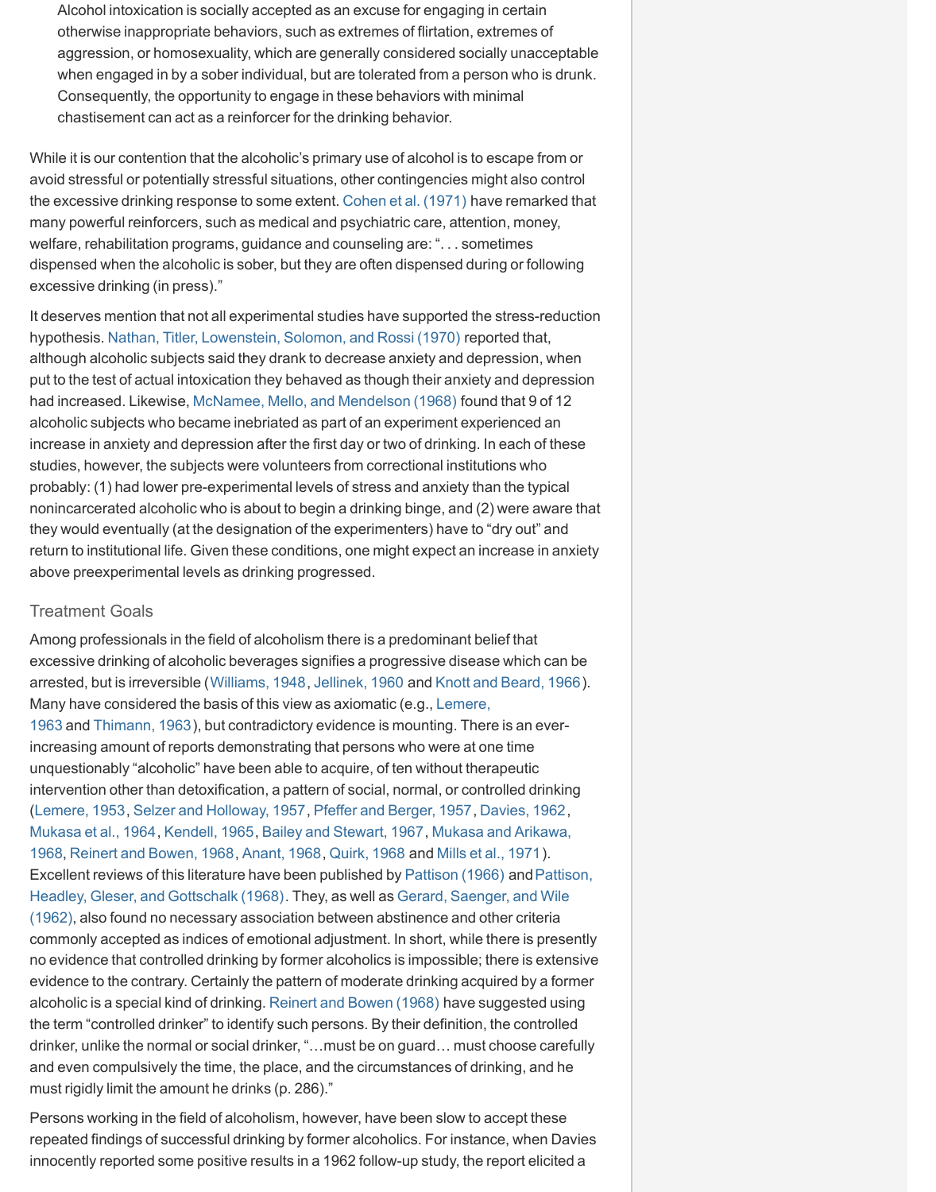> Alcohol intoxication is socially accepted as an excuse for engaging in certain otherwise inappropriate behaviors, such as extremes of flirtation, extremes of aggression, or homosexuality, which are generally considered socially unacceptable when engaged in by a sober individual, but are tolerated from a person who is drunk. Consequently, the opportunity to engage in these behaviors with minimal chastisement can act as a reinforcer for the drinking behavior.

While it is our contention that the alcoholic's primary use of alcohol is to escape from or avoid stressful or potentially stressful situations, other contingencies might also control the excessive drinking response to some extent. Cohen et al. (1971) have remarked that many powerful reinforcers, such as medical and psychiatric care, attention, money, welfare, rehabilitation programs, guidance and counseling are: ". . . sometimes dispensed when the alcoholic is sober, but they are often dispensed during or following excessive drinking (in press)."

It deserves mention that not all experimental studies have supported the stress-reduction hypothesis. Nathan, Titler, Lowenstein, Solomon, and Rossi (1970) reported that, although alcoholic subjects said they drank to decrease anxiety and depression, when put to the test of actual intoxication they behaved as though their anxiety and depression had increased. Likewise, McNamee, Mello, and Mendelson (1968) found that 9 of 12 alcoholic subjects who became inebriated as part of an experiment experienced an increase in anxiety and depression after the first day or two of drinking. In each of these studies, however, the subjects were volunteers from correctional institutions who probably: (1) had lower pre-experimental levels of stress and anxiety than the typical nonincarcerated alcoholic who is about to begin a drinking binge, and (2) were aware that they would eventually (at the designation of the experimenters) have to "dry out" and return to institutional life. Given these conditions, one might expect an increase in anxiety above preexperimental levels as drinking progressed.

## Treatment Goals

Among professionals in the field of alcoholism there is a predominant belief that excessive drinking of alcoholic beverages signifies a progressive disease which can be arrested, but is irreversible (Williams, 1948, Jellinek, 1960 and Knott and Beard, 1966). Many have considered the basis of this view as axiomatic (e.g., Lemere, 1963 and Thimann, 1963), but contradictory evidence is mounting. There is an ever-increasing amount of reports demonstrating that persons who were at one time unquestionably "alcoholic" have been able to acquire, of ten without therapeutic intervention other than detoxification, a pattern of social, normal, or controlled drinking (Lemere, 1953, Selzer and Holloway, 1957, Pfeffer and Berger, 1957, Davies, 1962, Mukasa et al., 1964, Kendell, 1965, Bailey and Stewart, 1967, Mukasa and Arikawa, 1968, Reinert and Bowen, 1968, Anant, 1968, Quirk, 1968 and Mills et al., 1971). Excellent reviews of this literature have been published by Pattison (1966) and Pattison, Headley, Gleser, and Gottschalk (1968). They, as well as Gerard, Saenger, and Wile (1962), also found no necessary association between abstinence and other criteria commonly accepted as indices of emotional adjustment. In short, while there is presently no evidence that controlled drinking by former alcoholics is impossible; there is extensive evidence to the contrary. Certainly the pattern of moderate drinking acquired by a former alcoholic is a special kind of drinking. Reinert and Bowen (1968) have suggested using the term "controlled drinker" to identify such persons. By their definition, the controlled drinker, unlike the normal or social drinker, "…must be on guard… must choose carefully and even compulsively the time, the place, and the circumstances of drinking, and he must rigidly limit the amount he drinks (p. 286)."

Persons working in the field of alcoholism, however, have been slow to accept these repeated findings of successful drinking by former alcoholics. For instance, when Davies innocently reported some positive results in a 1962 follow-up study, the report elicited a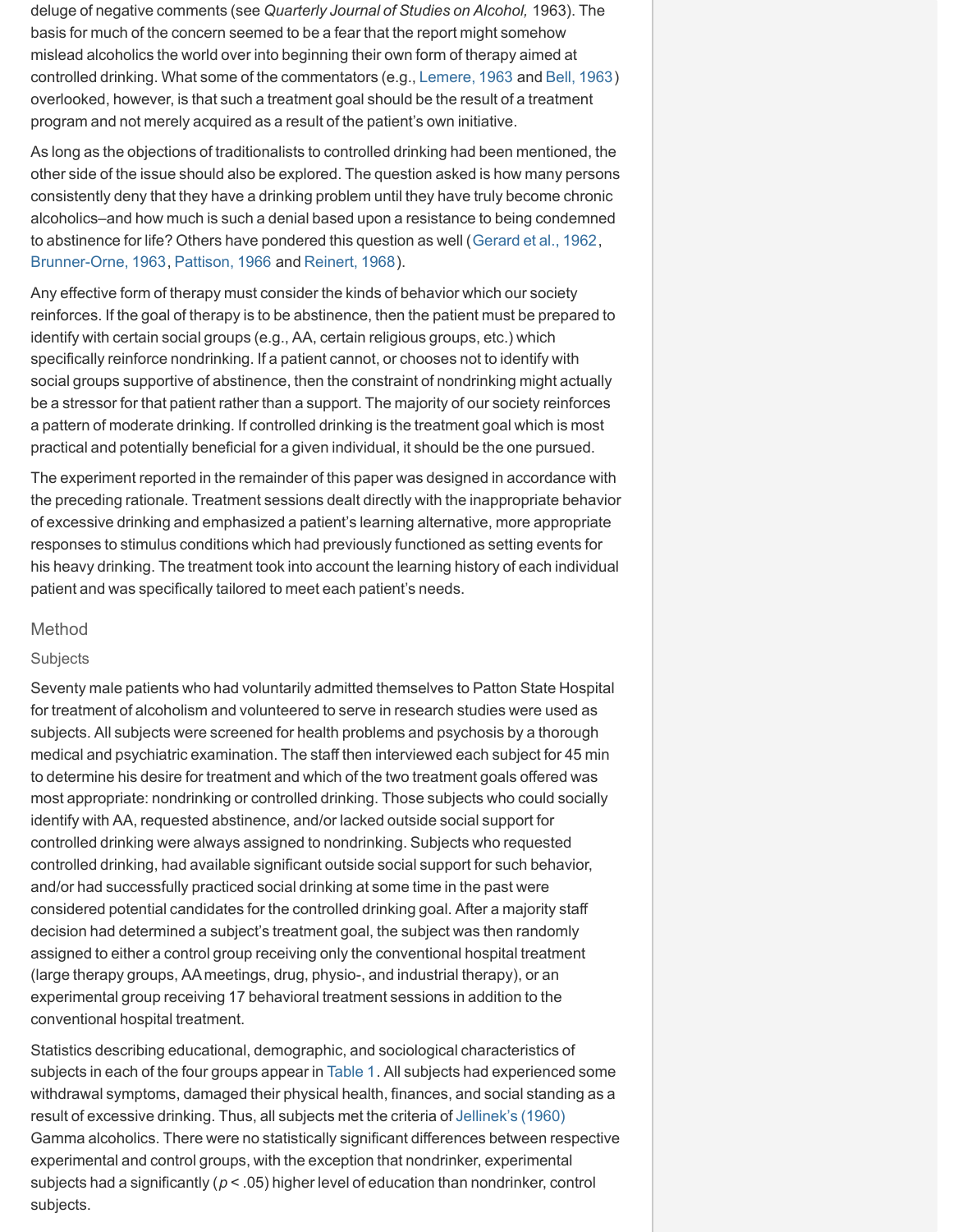deluge of negative comments (see *Quarterly Journal of Studies on Alcohol,* 1963). The basis for much of the concern seemed to be a fear that the report might somehow mislead alcoholics the world over into beginning their own form of therapy aimed at controlled drinking. What some of the commentators (e.g., Lemere, 1963 and Bell, 1963) overlooked, however, is that such a treatment goal should be the result of a treatment program and not merely acquired as a result of the patient's own initiative.

As long as the objections of traditionalists to controlled drinking had been mentioned, the other side of the issue should also be explored. The question asked is how many persons consistently deny that they have a drinking problem until they have truly become chronic alcoholics–and how much is such a denial based upon a resistance to being condemned to abstinence for life? Others have pondered this question as well (Gerard et al., 1962, Brunner-Orne, 1963, Pattison, 1966 and Reinert, 1968).

Any effective form of therapy must consider the kinds of behavior which our society reinforces. If the goal of therapy is to be abstinence, then the patient must be prepared to identify with certain social groups (e.g., AA, certain religious groups, etc.) which specifically reinforce nondrinking. If a patient cannot, or chooses not to identify with social groups supportive of abstinence, then the constraint of nondrinking might actually be a stressor for that patient rather than a support. The majority of our society reinforces a pattern of moderate drinking. If controlled drinking is the treatment goal which is most practical and potentially beneficial for a given individual, it should be the one pursued.

The experiment reported in the remainder of this paper was designed in accordance with the preceding rationale. Treatment sessions dealt directly with the inappropriate behavior of excessive drinking and emphasized a patient's learning alternative, more appropriate responses to stimulus conditions which had previously functioned as setting events for his heavy drinking. The treatment took into account the learning history of each individual patient and was specifically tailored to meet each patient's needs.

## Method

### Subjects

Seventy male patients who had voluntarily admitted themselves to Patton State Hospital for treatment of alcoholism and volunteered to serve in research studies were used as subjects. All subjects were screened for health problems and psychosis by a thorough medical and psychiatric examination. The staff then interviewed each subject for 45 min to determine his desire for treatment and which of the two treatment goals offered was most appropriate: nondrinking or controlled drinking. Those subjects who could socially identify with AA, requested abstinence, and/or lacked outside social support for controlled drinking were always assigned to nondrinking. Subjects who requested controlled drinking, had available significant outside social support for such behavior, and/or had successfully practiced social drinking at some time in the past were considered potential candidates for the controlled drinking goal. After a majority staff decision had determined a subject's treatment goal, the subject was then randomly assigned to either a control group receiving only the conventional hospital treatment (large therapy groups, AA meetings, drug, physio-, and industrial therapy), or an experimental group receiving 17 behavioral treatment sessions in addition to the conventional hospital treatment.

Statistics describing educational, demographic, and sociological characteristics of subjects in each of the four groups appear in Table 1. All subjects had experienced some withdrawal symptoms, damaged their physical health, finances, and social standing as a result of excessive drinking. Thus, all subjects met the criteria of Jellinek's (1960) Gamma alcoholics. There were no statistically significant differences between respective experimental and control groups, with the exception that nondrinker, experimental subjects had a significantly ($p < .05$) higher level of education than nondrinker, control subjects.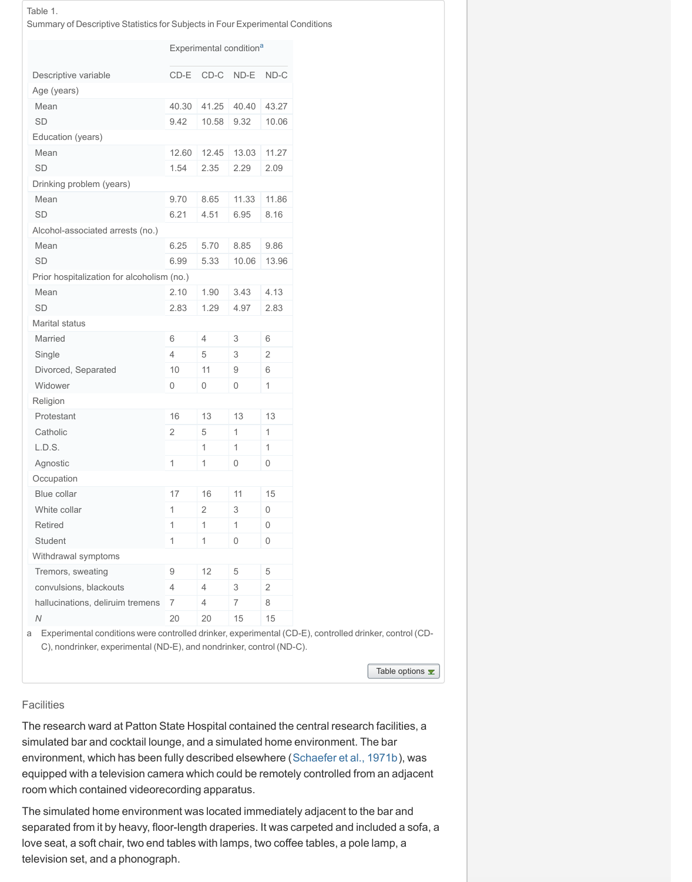Table 1.
Summary of Descriptive Statistics for Subjects in Four Experimental Conditions

| | Experimental condition[a] | | | |
|---|---|---|---|---|
| Descriptive variable | CD-E | CD-C | ND-E | ND-C |
| Age (years) | | | | |
| Mean | 40.30 | 41.25 | 40.40 | 43.27 |
| SD | 9.42 | 10.58 | 9.32 | 10.06 |
| Education (years) | | | | |
| Mean | 12.60 | 12.45 | 13.03 | 11.27 |
| SD | 1.54 | 2.35 | 2.29 | 2.09 |
| Drinking problem (years) | | | | |
| Mean | 9.70 | 8.65 | 11.33 | 11.86 |
| SD | 6.21 | 4.51 | 6.95 | 8.16 |
| Alcohol-associated arrests (no.) | | | | |
| Mean | 6.25 | 5.70 | 8.85 | 9.86 |
| SD | 6.99 | 5.33 | 10.06 | 13.96 |
| Prior hospitalization for alcoholism (no.) | | | | |
| Mean | 2.10 | 1.90 | 3.43 | 4.13 |
| SD | 2.83 | 1.29 | 4.97 | 2.83 |
| Marital status | | | | |
| Married | 6 | 4 | 3 | 6 |
| Single | 4 | 5 | 3 | 2 |
| Divorced, Separated | 10 | 11 | 9 | 6 |
| Widower | 0 | 0 | 0 | 1 |
| Religion | | | | |
| Protestant | 16 | 13 | 13 | 13 |
| Catholic | 2 | 5 | 1 | 1 |
| L.D.S. | | 1 | 1 | 1 |
| Agnostic | 1 | 1 | 0 | 0 |
| Occupation | | | | |
| Blue collar | 17 | 16 | 11 | 15 |
| White collar | 1 | 2 | 3 | 0 |
| Retired | 1 | 1 | 1 | 0 |
| Student | 1 | 1 | 0 | 0 |
| Withdrawal symptoms | | | | |
| Tremors, sweating | 9 | 12 | 5 | 5 |
| convulsions, blackouts | 4 | 4 | 3 | 2 |
| hallucinations, deliruim tremens | 7 | 4 | 7 | 8 |
| *N* | 20 | 20 | 15 | 15 |

a Experimental conditions were controlled drinker, experimental (CD-E), controlled drinker, control (CD-C), nondrinker, experimental (ND-E), and nondrinker, control (ND-C).

### Facilities

The research ward at Patton State Hospital contained the central research facilities, a simulated bar and cocktail lounge, and a simulated home environment. The bar environment, which has been fully described elsewhere (Schaefer et al., 1971b), was equipped with a television camera which could be remotely controlled from an adjacent room which contained videorecording apparatus.

The simulated home environment was located immediately adjacent to the bar and separated from it by heavy, floor-length draperies. It was carpeted and included a sofa, a love seat, a soft chair, two end tables with lamps, two coffee tables, a pole lamp, a television set, and a phonograph.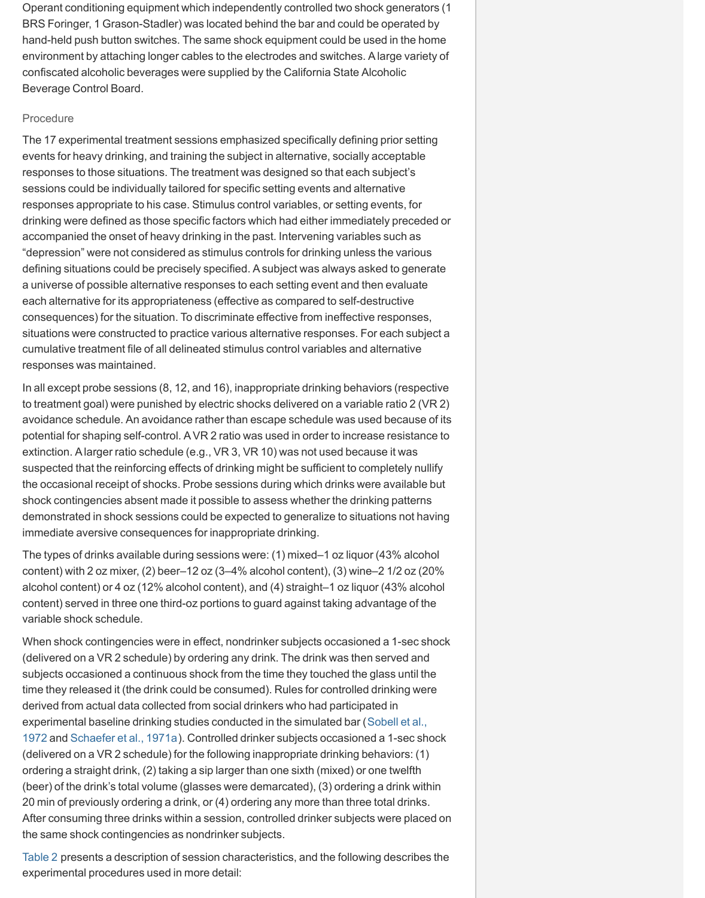Operant conditioning equipment which independently controlled two shock generators (1 BRS Foringer, 1 Grason-Stadler) was located behind the bar and could be operated by hand-held push button switches. The same shock equipment could be used in the home environment by attaching longer cables to the electrodes and switches. A large variety of confiscated alcoholic beverages were supplied by the California State Alcoholic Beverage Control Board.

### Procedure

The 17 experimental treatment sessions emphasized specifically defining prior setting events for heavy drinking, and training the subject in alternative, socially acceptable responses to those situations. The treatment was designed so that each subject's sessions could be individually tailored for specific setting events and alternative responses appropriate to his case. Stimulus control variables, or setting events, for drinking were defined as those specific factors which had either immediately preceded or accompanied the onset of heavy drinking in the past. Intervening variables such as "depression" were not considered as stimulus controls for drinking unless the various defining situations could be precisely specified. A subject was always asked to generate a universe of possible alternative responses to each setting event and then evaluate each alternative for its appropriateness (effective as compared to self-destructive consequences) for the situation. To discriminate effective from ineffective responses, situations were constructed to practice various alternative responses. For each subject a cumulative treatment file of all delineated stimulus control variables and alternative responses was maintained.

In all except probe sessions (8, 12, and 16), inappropriate drinking behaviors (respective to treatment goal) were punished by electric shocks delivered on a variable ratio 2 (VR 2) avoidance schedule. An avoidance rather than escape schedule was used because of its potential for shaping self-control. A VR 2 ratio was used in order to increase resistance to extinction. A larger ratio schedule (e.g., VR 3, VR 10) was not used because it was suspected that the reinforcing effects of drinking might be sufficient to completely nullify the occasional receipt of shocks. Probe sessions during which drinks were available but shock contingencies absent made it possible to assess whether the drinking patterns demonstrated in shock sessions could be expected to generalize to situations not having immediate aversive consequences for inappropriate drinking.

The types of drinks available during sessions were: (1) mixed–1 oz liquor (43% alcohol content) with 2 oz mixer, (2) beer–12 oz (3–4% alcohol content), (3) wine–2 1/2 oz (20% alcohol content) or 4 oz (12% alcohol content), and (4) straight–1 oz liquor (43% alcohol content) served in three one third-oz portions to guard against taking advantage of the variable shock schedule.

When shock contingencies were in effect, nondrinker subjects occasioned a 1-sec shock (delivered on a VR 2 schedule) by ordering any drink. The drink was then served and subjects occasioned a continuous shock from the time they touched the glass until the time they released it (the drink could be consumed). Rules for controlled drinking were derived from actual data collected from social drinkers who had participated in experimental baseline drinking studies conducted in the simulated bar (Sobell et al., 1972 and Schaefer et al., 1971a). Controlled drinker subjects occasioned a 1-sec shock (delivered on a VR 2 schedule) for the following inappropriate drinking behaviors: (1) ordering a straight drink, (2) taking a sip larger than one sixth (mixed) or one twelfth (beer) of the drink's total volume (glasses were demarcated), (3) ordering a drink within 20 min of previously ordering a drink, or (4) ordering any more than three total drinks. After consuming three drinks within a session, controlled drinker subjects were placed on the same shock contingencies as nondrinker subjects.

Table 2 presents a description of session characteristics, and the following describes the experimental procedures used in more detail: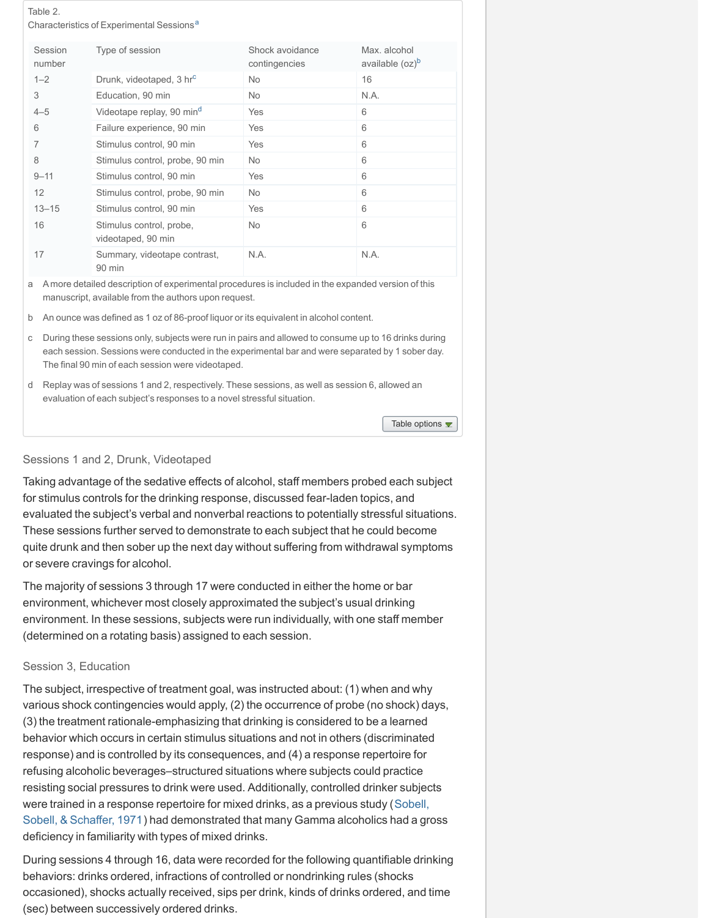Table 2.
Characteristics of Experimental Sessions[a]

| Session number | Type of session | Shock avoidance contingencies | Max. alcohol available (oz)[b] |
| --- | --- | --- | --- |
| 1–2 | Drunk, videotaped, 3 hr[c] | No | 16 |
| 3 | Education, 90 min | No | N.A. |
| 4–5 | Videotape replay, 90 min[d] | Yes | 6 |
| 6 | Failure experience, 90 min | Yes | 6 |
| 7 | Stimulus control, 90 min | Yes | 6 |
| 8 | Stimulus control, probe, 90 min | No | 6 |
| 9–11 | Stimulus control, 90 min | Yes | 6 |
| 12 | Stimulus control, probe, 90 min | No | 6 |
| 13–15 | Stimulus control, 90 min | Yes | 6 |
| 16 | Stimulus control, probe, videotaped, 90 min | No | 6 |
| 17 | Summary, videotape contrast, 90 min | N.A. | N.A. |

a A more detailed description of experimental procedures is included in the expanded version of this manuscript, available from the authors upon request.

b An ounce was defined as 1 oz of 86-proof liquor or its equivalent in alcohol content.

c During these sessions only, subjects were run in pairs and allowed to consume up to 16 drinks during each session. Sessions were conducted in the experimental bar and were separated by 1 sober day. The final 90 min of each session were videotaped.

d Replay was of sessions 1 and 2, respectively. These sessions, as well as session 6, allowed an evaluation of each subject's responses to a novel stressful situation.

### Sessions 1 and 2, Drunk, Videotaped

Taking advantage of the sedative effects of alcohol, staff members probed each subject for stimulus controls for the drinking response, discussed fear-laden topics, and evaluated the subject's verbal and nonverbal reactions to potentially stressful situations. These sessions further served to demonstrate to each subject that he could become quite drunk and then sober up the next day without suffering from withdrawal symptoms or severe cravings for alcohol.

The majority of sessions 3 through 17 were conducted in either the home or bar environment, whichever most closely approximated the subject's usual drinking environment. In these sessions, subjects were run individually, with one staff member (determined on a rotating basis) assigned to each session.

### Session 3, Education

The subject, irrespective of treatment goal, was instructed about: (1) when and why various shock contingencies would apply, (2) the occurrence of probe (no shock) days, (3) the treatment rationale-emphasizing that drinking is considered to be a learned behavior which occurs in certain stimulus situations and not in others (discriminated response) and is controlled by its consequences, and (4) a response repertoire for refusing alcoholic beverages–structured situations where subjects could practice resisting social pressures to drink were used. Additionally, controlled drinker subjects were trained in a response repertoire for mixed drinks, as a previous study (Sobell, Sobell, & Schaffer, 1971) had demonstrated that many Gamma alcoholics had a gross deficiency in familiarity with types of mixed drinks.

During sessions 4 through 16, data were recorded for the following quantifiable drinking behaviors: drinks ordered, infractions of controlled or nondrinking rules (shocks occasioned), shocks actually received, sips per drink, kinds of drinks ordered, and time (sec) between successively ordered drinks.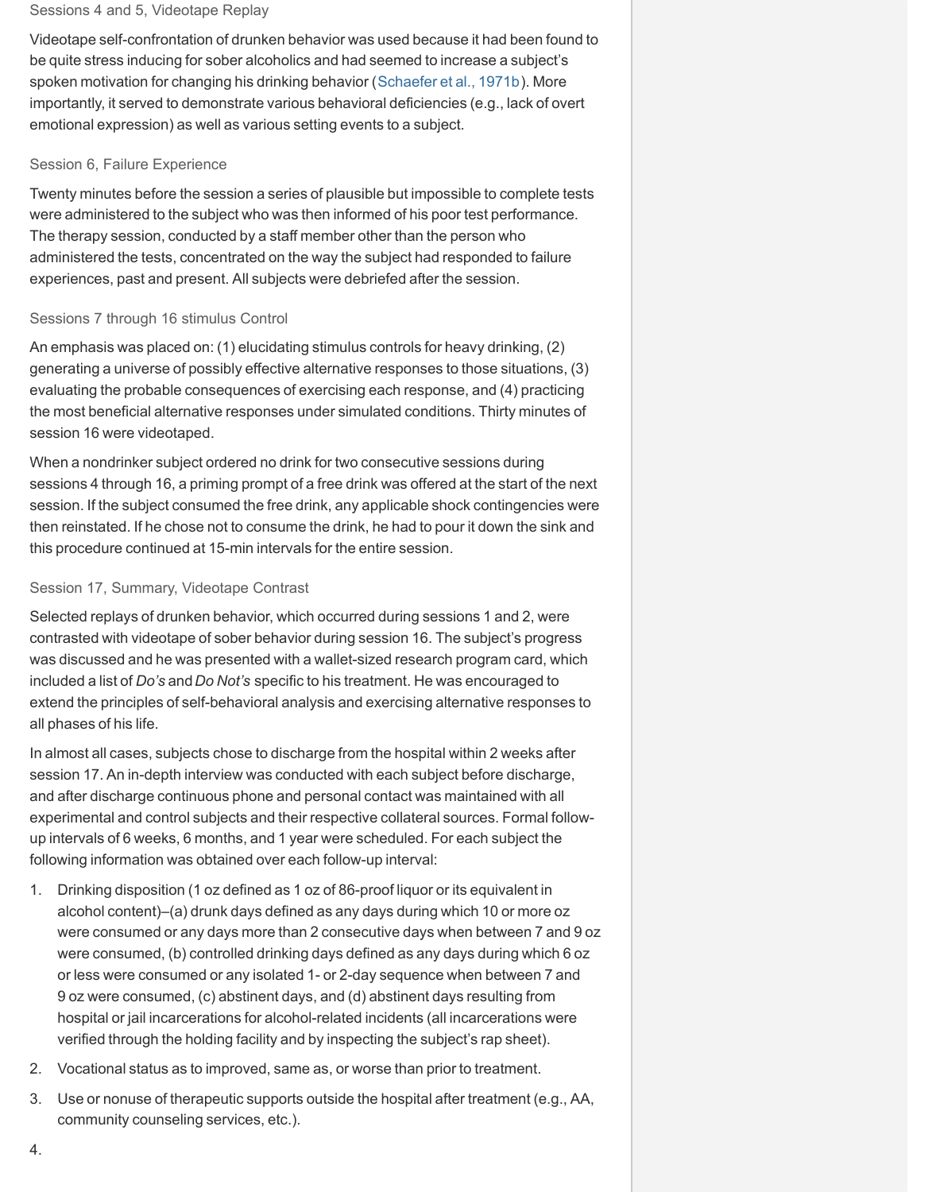### Sessions 4 and 5, Videotape Replay

Videotape self-confrontation of drunken behavior was used because it had been found to be quite stress inducing for sober alcoholics and had seemed to increase a subject's spoken motivation for changing his drinking behavior (Schaefer et al., 1971b). More importantly, it served to demonstrate various behavioral deficiencies (e.g., lack of overt emotional expression) as well as various setting events to a subject.

### Session 6, Failure Experience

Twenty minutes before the session a series of plausible but impossible to complete tests were administered to the subject who was then informed of his poor test performance. The therapy session, conducted by a staff member other than the person who administered the tests, concentrated on the way the subject had responded to failure experiences, past and present. All subjects were debriefed after the session.

### Sessions 7 through 16 stimulus Control

An emphasis was placed on: (1) elucidating stimulus controls for heavy drinking, (2) generating a universe of possibly effective alternative responses to those situations, (3) evaluating the probable consequences of exercising each response, and (4) practicing the most beneficial alternative responses under simulated conditions. Thirty minutes of session 16 were videotaped.

When a nondrinker subject ordered no drink for two consecutive sessions during sessions 4 through 16, a priming prompt of a free drink was offered at the start of the next session. If the subject consumed the free drink, any applicable shock contingencies were then reinstated. If he chose not to consume the drink, he had to pour it down the sink and this procedure continued at 15-min intervals for the entire session.

### Session 17, Summary, Videotape Contrast

Selected replays of drunken behavior, which occurred during sessions 1 and 2, were contrasted with videotape of sober behavior during session 16. The subject's progress was discussed and he was presented with a wallet-sized research program card, which included a list of *Do's* and *Do Not's* specific to his treatment. He was encouraged to extend the principles of self-behavioral analysis and exercising alternative responses to all phases of his life.

In almost all cases, subjects chose to discharge from the hospital within 2 weeks after session 17. An in-depth interview was conducted with each subject before discharge, and after discharge continuous phone and personal contact was maintained with all experimental and control subjects and their respective collateral sources. Formal follow-up intervals of 6 weeks, 6 months, and 1 year were scheduled. For each subject the following information was obtained over each follow-up interval:

1. Drinking disposition (1 oz defined as 1 oz of 86-proof liquor or its equivalent in alcohol content)–(a) drunk days defined as any days during which 10 or more oz were consumed or any days more than 2 consecutive days when between 7 and 9 oz were consumed, (b) controlled drinking days defined as any days during which 6 oz or less were consumed or any isolated 1- or 2-day sequence when between 7 and 9 oz were consumed, (c) abstinent days, and (d) abstinent days resulting from hospital or jail incarcerations for alcohol-related incidents (all incarcerations were verified through the holding facility and by inspecting the subject's rap sheet).
2. Vocational status as to improved, same as, or worse than prior to treatment.
3. Use or nonuse of therapeutic supports outside the hospital after treatment (e.g., AA, community counseling services, etc.).
4.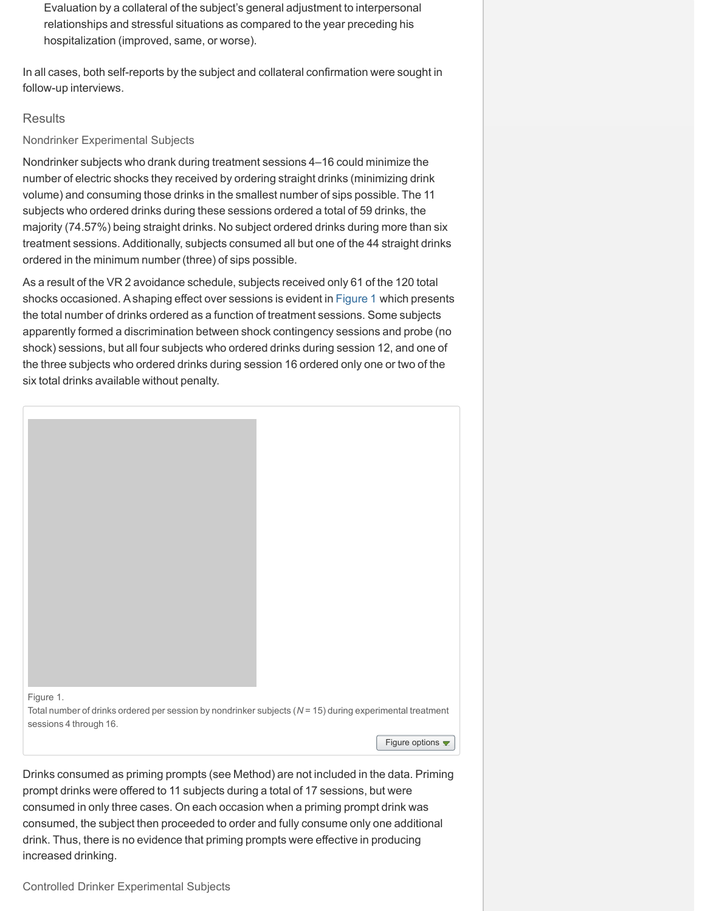Evaluation by a collateral of the subject's general adjustment to interpersonal relationships and stressful situations as compared to the year preceding his hospitalization (improved, same, or worse).

In all cases, both self-reports by the subject and collateral confirmation were sought in follow-up interviews.

## Results

### Nondrinker Experimental Subjects

Nondrinker subjects who drank during treatment sessions 4–16 could minimize the number of electric shocks they received by ordering straight drinks (minimizing drink volume) and consuming those drinks in the smallest number of sips possible. The 11 subjects who ordered drinks during these sessions ordered a total of 59 drinks, the majority (74.57%) being straight drinks. No subject ordered drinks during more than six treatment sessions. Additionally, subjects consumed all but one of the 44 straight drinks ordered in the minimum number (three) of sips possible.

As a result of the VR 2 avoidance schedule, subjects received only 61 of the 120 total shocks occasioned. A shaping effect over sessions is evident in Figure 1 which presents the total number of drinks ordered as a function of treatment sessions. Some subjects apparently formed a discrimination between shock contingency sessions and probe (no shock) sessions, but all four subjects who ordered drinks during session 12, and one of the three subjects who ordered drinks during session 16 ordered only one or two of the six total drinks available without penalty.

Figure 1.
Total number of drinks ordered per session by nondrinker subjects (*N* = 15) during experimental treatment sessions 4 through 16.

Drinks consumed as priming prompts (see Method) are not included in the data. Priming prompt drinks were offered to 11 subjects during a total of 17 sessions, but were consumed in only three cases. On each occasion when a priming prompt drink was consumed, the subject then proceeded to order and fully consume only one additional drink. Thus, there is no evidence that priming prompts were effective in producing increased drinking.

### Controlled Drinker Experimental Subjects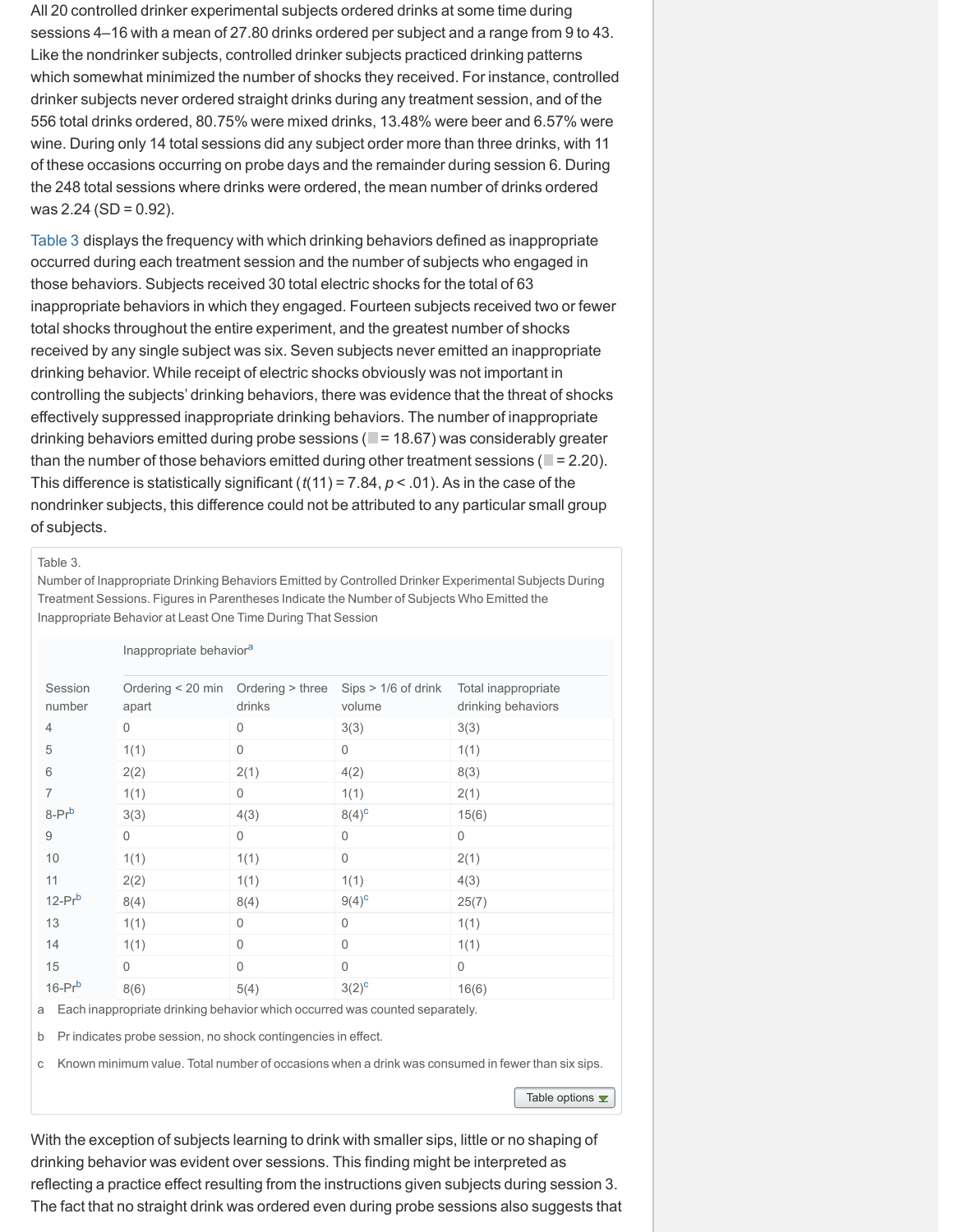All 20 controlled drinker experimental subjects ordered drinks at some time during sessions 4–16 with a mean of 27.80 drinks ordered per subject and a range from 9 to 43. Like the nondrinker subjects, controlled drinker subjects practiced drinking patterns which somewhat minimized the number of shocks they received. For instance, controlled drinker subjects never ordered straight drinks during any treatment session, and of the 556 total drinks ordered, 80.75% were mixed drinks, 13.48% were beer and 6.57% were wine. During only 14 total sessions did any subject order more than three drinks, with 11 of these occasions occurring on probe days and the remainder during session 6. During the 248 total sessions where drinks were ordered, the mean number of drinks ordered was 2.24 (SD = 0.92).

Table 3 displays the frequency with which drinking behaviors defined as inappropriate occurred during each treatment session and the number of subjects who engaged in those behaviors. Subjects received 30 total electric shocks for the total of 63 inappropriate behaviors in which they engaged. Fourteen subjects received two or fewer total shocks throughout the entire experiment, and the greatest number of shocks received by any single subject was six. Seven subjects never emitted an inappropriate drinking behavior. While receipt of electric shocks obviously was not important in controlling the subjects' drinking behaviors, there was evidence that the threat of shocks effectively suppressed inappropriate drinking behaviors. The number of inappropriate drinking behaviors emitted during probe sessions ($\bar{X}$ = 18.67) was considerably greater than the number of those behaviors emitted during other treatment sessions ($\bar{X}$ = 2.20). This difference is statistically significant ($t(11) = 7.84$, $p < .01$). As in the case of the nondrinker subjects, this difference could not be attributed to any particular small group of subjects.

Table 3.

Number of Inappropriate Drinking Behaviors Emitted by Controlled Drinker Experimental Subjects During Treatment Sessions. Figures in Parentheses Indicate the Number of Subjects Who Emitted the Inappropriate Behavior at Least One Time During That Session

| | Inappropriate behavior[a] | | | |
|---|---|---|---|---|
| Session number | Ordering < 20 min apart | Ordering > three drinks | Sips > 1/6 of drink volume | Total inappropriate drinking behaviors |
| 4 | 0 | 0 | 3(3) | 3(3) |
| 5 | 1(1) | 0 | 0 | 1(1) |
| 6 | 2(2) | 2(1) | 4(2) | 8(3) |
| 7 | 1(1) | 0 | 1(1) | 2(1) |
| 8-Pr[b] | 3(3) | 4(3) | 8(4)[c] | 15(6) |
| 9 | 0 | 0 | 0 | 0 |
| 10 | 1(1) | 1(1) | 0 | 2(1) |
| 11 | 2(2) | 1(1) | 1(1) | 4(3) |
| 12-Pr[b] | 8(4) | 8(4) | 9(4)[c] | 25(7) |
| 13 | 1(1) | 0 | 0 | 1(1) |
| 14 | 1(1) | 0 | 0 | 1(1) |
| 15 | 0 | 0 | 0 | 0 |
| 16-Pr[b] | 8(6) | 5(4) | 3(2)[c] | 16(6) |

a Each inappropriate drinking behavior which occurred was counted separately.

b Pr indicates probe session, no shock contingencies in effect.

c Known minimum value. Total number of occasions when a drink was consumed in fewer than six sips.

With the exception of subjects learning to drink with smaller sips, little or no shaping of drinking behavior was evident over sessions. This finding might be interpreted as reflecting a practice effect resulting from the instructions given subjects during session 3. The fact that no straight drink was ordered even during probe sessions also suggests that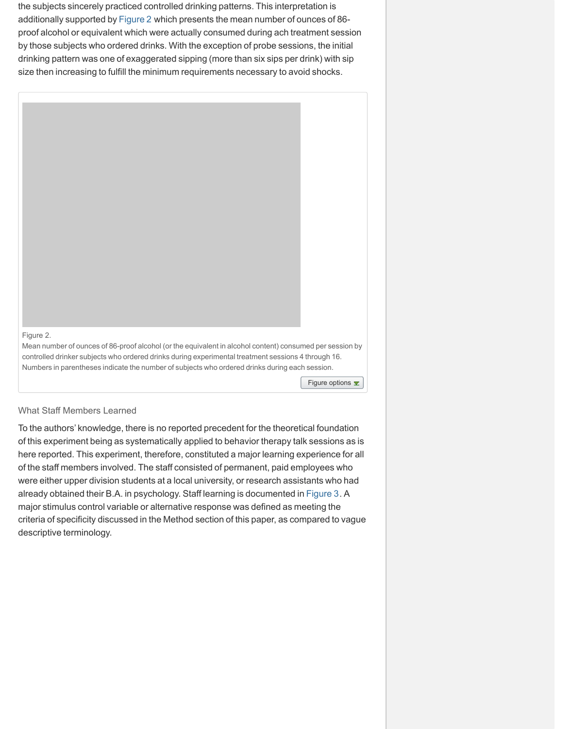the subjects sincerely practiced controlled drinking patterns. This interpretation is additionally supported by Figure 2 which presents the mean number of ounces of 86-proof alcohol or equivalent which were actually consumed during ach treatment session by those subjects who ordered drinks. With the exception of probe sessions, the initial drinking pattern was one of exaggerated sipping (more than six sips per drink) with sip size then increasing to fulfill the minimum requirements necessary to avoid shocks.

Figure 2.
Mean number of ounces of 86-proof alcohol (or the equivalent in alcohol content) consumed per session by controlled drinker subjects who ordered drinks during experimental treatment sessions 4 through 16. Numbers in parentheses indicate the number of subjects who ordered drinks during each session.

### What Staff Members Learned

To the authors' knowledge, there is no reported precedent for the theoretical foundation of this experiment being as systematically applied to behavior therapy talk sessions as is here reported. This experiment, therefore, constituted a major learning experience for all of the staff members involved. The staff consisted of permanent, paid employees who were either upper division students at a local university, or research assistants who had already obtained their B.A. in psychology. Staff learning is documented in Figure 3. A major stimulus control variable or alternative response was defined as meeting the criteria of specificity discussed in the Method section of this paper, as compared to vague descriptive terminology.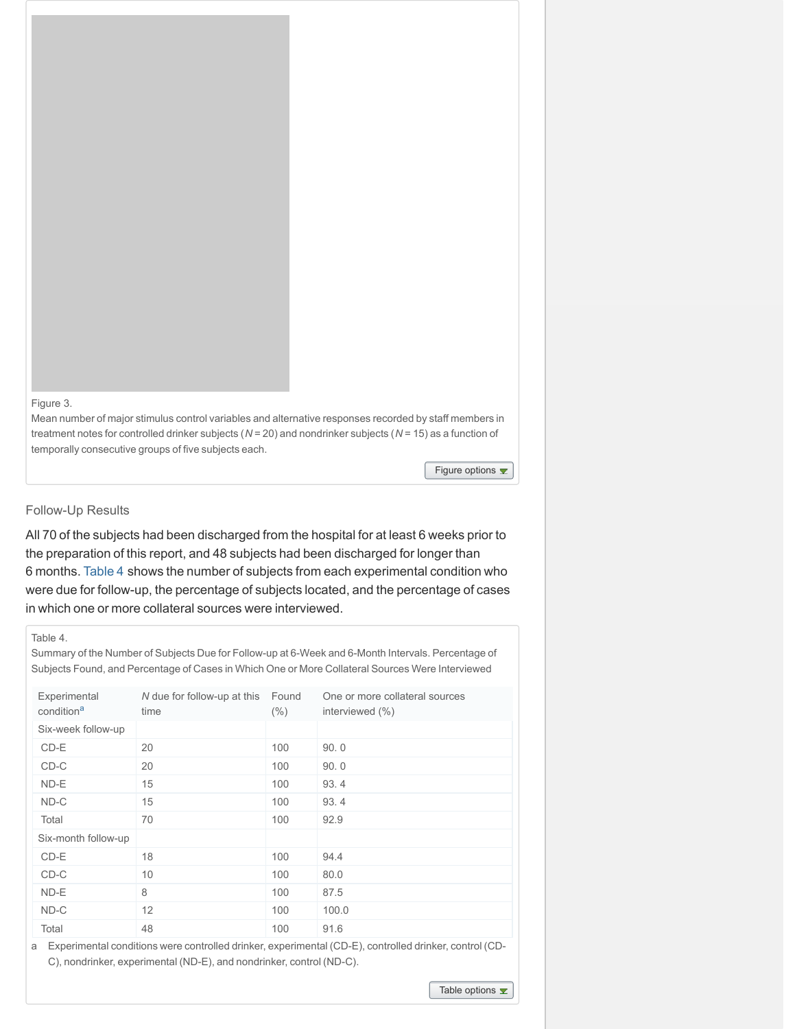Figure 3.
Mean number of major stimulus control variables and alternative responses recorded by staff members in treatment notes for controlled drinker subjects (*N* = 20) and nondrinker subjects (*N* = 15) as a function of temporally consecutive groups of five subjects each.

### Follow-Up Results

All 70 of the subjects had been discharged from the hospital for at least 6 weeks prior to the preparation of this report, and 48 subjects had been discharged for longer than 6 months. Table 4 shows the number of subjects from each experimental condition who were due for follow-up, the percentage of subjects located, and the percentage of cases in which one or more collateral sources were interviewed.

Table 4.
Summary of the Number of Subjects Due for Follow-up at 6-Week and 6-Month Intervals. Percentage of Subjects Found, and Percentage of Cases in Which One or More Collateral Sources Were Interviewed

| Experimental condition[a] | *N* due for follow-up at this time | Found (%) | One or more collateral sources interviewed (%) |
|---|---|---|---|
| Six-week follow-up | | | |
| CD-E | 20 | 100 | 90. 0 |
| CD-C | 20 | 100 | 90. 0 |
| ND-E | 15 | 100 | 93. 4 |
| ND-C | 15 | 100 | 93. 4 |
| Total | 70 | 100 | 92.9 |
| Six-month follow-up | | | |
| CD-E | 18 | 100 | 94.4 |
| CD-C | 10 | 100 | 80.0 |
| ND-E | 8 | 100 | 87.5 |
| ND-C | 12 | 100 | 100.0 |
| Total | 48 | 100 | 91.6 |

a Experimental conditions were controlled drinker, experimental (CD-E), controlled drinker, control (CD-C), nondrinker, experimental (ND-E), and nondrinker, control (ND-C).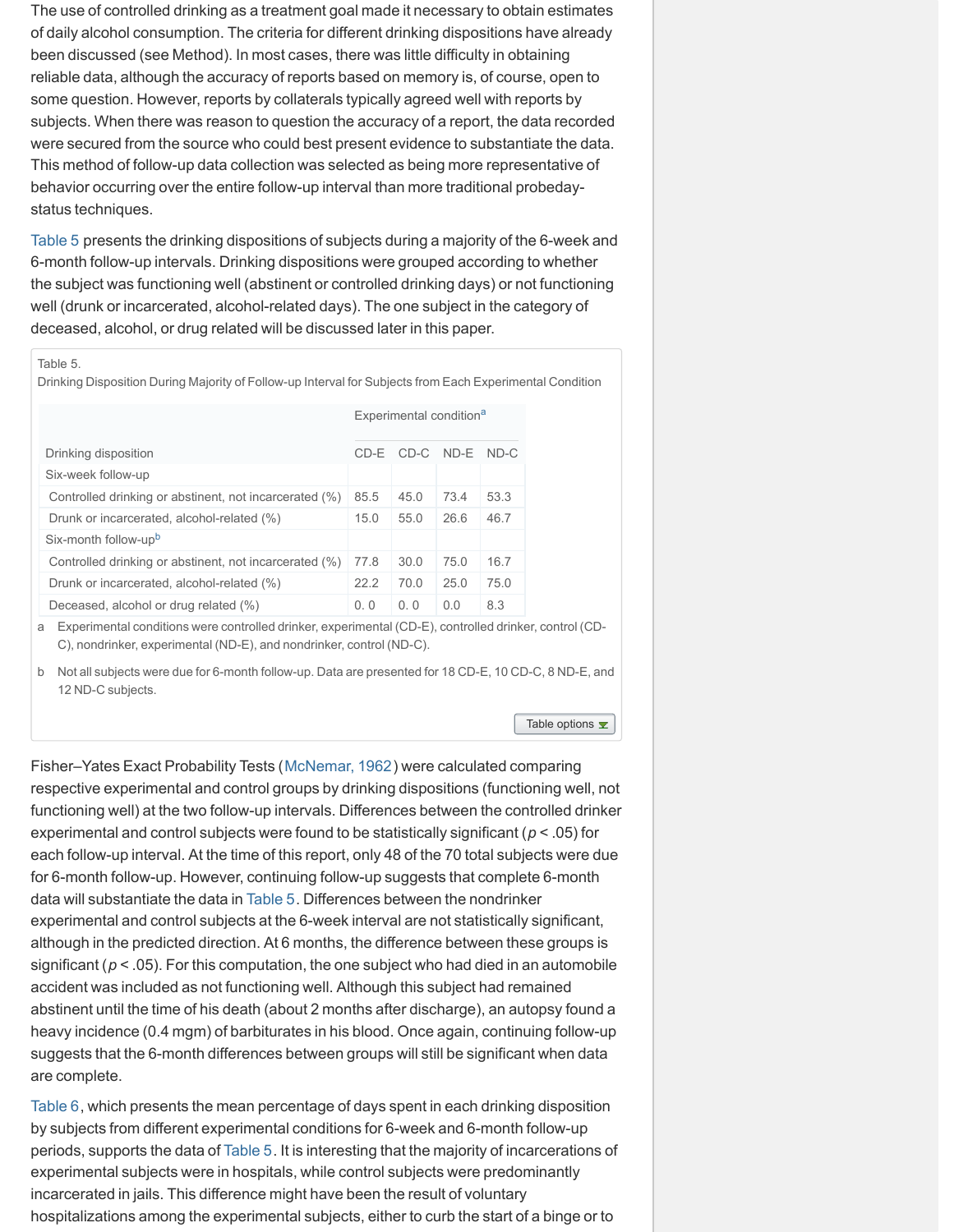The use of controlled drinking as a treatment goal made it necessary to obtain estimates of daily alcohol consumption. The criteria for different drinking dispositions have already been discussed (see Method). In most cases, there was little difficulty in obtaining reliable data, although the accuracy of reports based on memory is, of course, open to some question. However, reports by collaterals typically agreed well with reports by subjects. When there was reason to question the accuracy of a report, the data recorded were secured from the source who could best present evidence to substantiate the data. This method of follow-up data collection was selected as being more representative of behavior occurring over the entire follow-up interval than more traditional probeday-status techniques.

Table 5 presents the drinking dispositions of subjects during a majority of the 6-week and 6-month follow-up intervals. Drinking dispositions were grouped according to whether the subject was functioning well (abstinent or controlled drinking days) or not functioning well (drunk or incarcerated, alcohol-related days). The one subject in the category of deceased, alcohol, or drug related will be discussed later in this paper.

Table 5.
Drinking Disposition During Majority of Follow-up Interval for Subjects from Each Experimental Condition

| | Experimental condition[a] | | | |
|---|---|---|---|---|
| Drinking disposition | CD-E | CD-C | ND-E | ND-C |
| Six-week follow-up | | | | |
| Controlled drinking or abstinent, not incarcerated (%) | 85.5 | 45.0 | 73.4 | 53.3 |
| Drunk or incarcerated, alcohol-related (%) | 15.0 | 55.0 | 26.6 | 46.7 |
| Six-month follow-up[b] | | | | |
| Controlled drinking or abstinent, not incarcerated (%) | 77.8 | 30.0 | 75.0 | 16.7 |
| Drunk or incarcerated, alcohol-related (%) | 22.2 | 70.0 | 25.0 | 75.0 |
| Deceased, alcohol or drug related (%) | 0. 0 | 0. 0 | 0.0 | 8.3 |

a Experimental conditions were controlled drinker, experimental (CD-E), controlled drinker, control (CD-C), nondrinker, experimental (ND-E), and nondrinker, control (ND-C).

b Not all subjects were due for 6-month follow-up. Data are presented for 18 CD-E, 10 CD-C, 8 ND-E, and 12 ND-C subjects.

Fisher–Yates Exact Probability Tests (McNemar, 1962) were calculated comparing respective experimental and control groups by drinking dispositions (functioning well, not functioning well) at the two follow-up intervals. Differences between the controlled drinker experimental and control subjects were found to be statistically significant ($p < .05$) for each follow-up interval. At the time of this report, only 48 of the 70 total subjects were due for 6-month follow-up. However, continuing follow-up suggests that complete 6-month data will substantiate the data in Table 5. Differences between the nondrinker experimental and control subjects at the 6-week interval are not statistically significant, although in the predicted direction. At 6 months, the difference between these groups is significant ($p < .05$). For this computation, the one subject who had died in an automobile accident was included as not functioning well. Although this subject had remained abstinent until the time of his death (about 2 months after discharge), an autopsy found a heavy incidence (0.4 mgm) of barbiturates in his blood. Once again, continuing follow-up suggests that the 6-month differences between groups will still be significant when data are complete.

Table 6, which presents the mean percentage of days spent in each drinking disposition by subjects from different experimental conditions for 6-week and 6-month follow-up periods, supports the data of Table 5. It is interesting that the majority of incarcerations of experimental subjects were in hospitals, while control subjects were predominantly incarcerated in jails. This difference might have been the result of voluntary hospitalizations among the experimental subjects, either to curb the start of a binge or to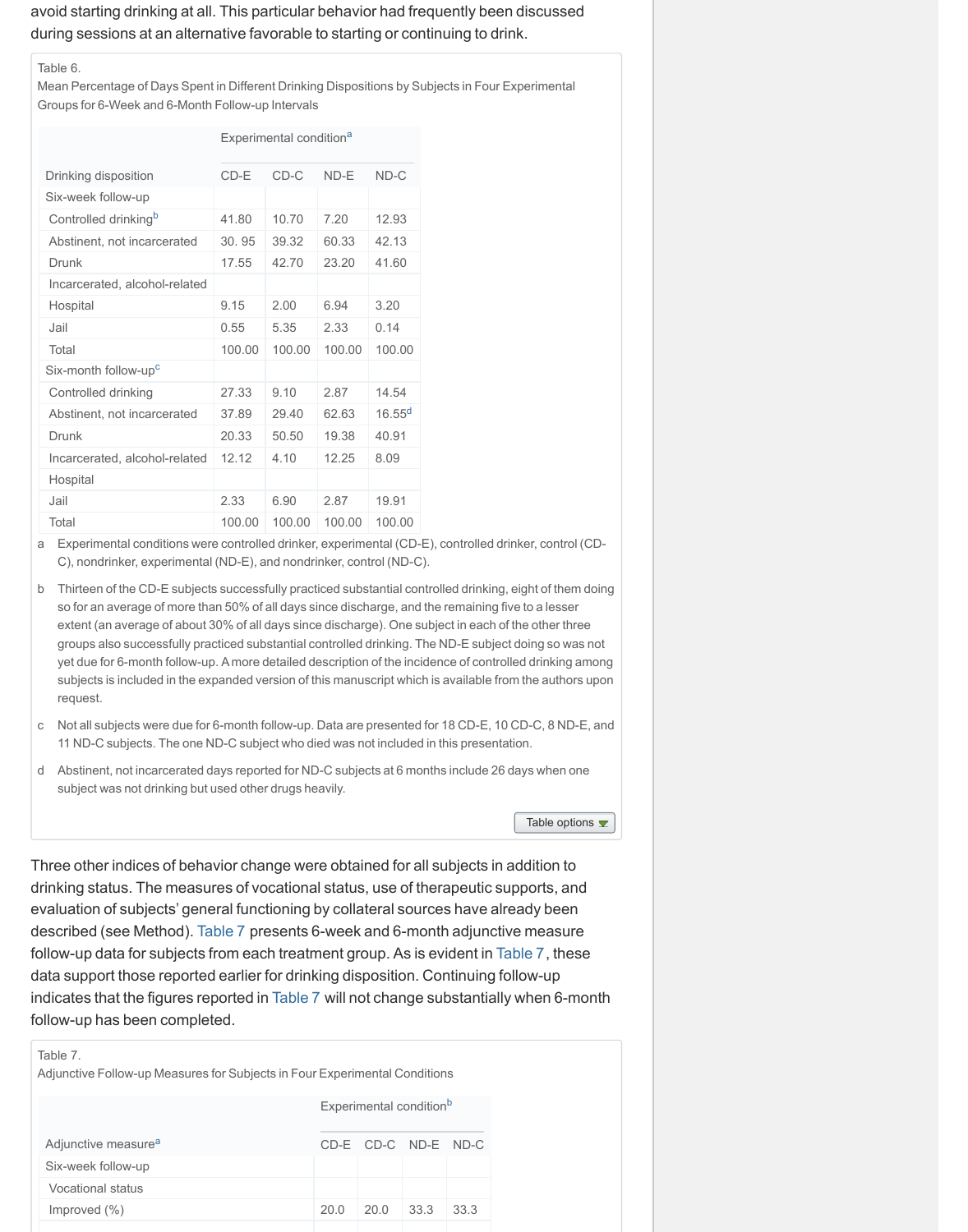avoid starting drinking at all. This particular behavior had frequently been discussed during sessions at an alternative favorable to starting or continuing to drink.

Table 6.
Mean Percentage of Days Spent in Different Drinking Dispositions by Subjects in Four Experimental Groups for 6-Week and 6-Month Follow-up Intervals

| | Experimental condition[a] | | | |
|---|---|---|---|---|
| Drinking disposition | CD-E | CD-C | ND-E | ND-C |
| Six-week follow-up | | | | |
| Controlled drinking[b] | 41.80 | 10.70 | 7.20 | 12.93 |
| Abstinent, not incarcerated | 30. 95 | 39.32 | 60.33 | 42.13 |
| Drunk | 17.55 | 42.70 | 23.20 | 41.60 |
| Incarcerated, alcohol-related | | | | |
| Hospital | 9.15 | 2.00 | 6.94 | 3.20 |
| Jail | 0.55 | 5.35 | 2.33 | 0.14 |
| Total | 100.00 | 100.00 | 100.00 | 100.00 |
| Six-month follow-up[c] | | | | |
| Controlled drinking | 27.33 | 9.10 | 2.87 | 14.54 |
| Abstinent, not incarcerated | 37.89 | 29.40 | 62.63 | 16.55[d] |
| Drunk | 20.33 | 50.50 | 19.38 | 40.91 |
| Incarcerated, alcohol-related | 12.12 | 4.10 | 12.25 | 8.09 |
| Hospital | | | | |
| Jail | 2.33 | 6.90 | 2.87 | 19.91 |
| Total | 100.00 | 100.00 | 100.00 | 100.00 |

a Experimental conditions were controlled drinker, experimental (CD-E), controlled drinker, control (CD-C), nondrinker, experimental (ND-E), and nondrinker, control (ND-C).

b Thirteen of the CD-E subjects successfully practiced substantial controlled drinking, eight of them doing so for an average of more than 50% of all days since discharge, and the remaining five to a lesser extent (an average of about 30% of all days since discharge). One subject in each of the other three groups also successfully practiced substantial controlled drinking. The ND-E subject doing so was not yet due for 6-month follow-up. A more detailed description of the incidence of controlled drinking among subjects is included in the expanded version of this manuscript which is available from the authors upon request.

c Not all subjects were due for 6-month follow-up. Data are presented for 18 CD-E, 10 CD-C, 8 ND-E, and 11 ND-C subjects. The one ND-C subject who died was not included in this presentation.

d Abstinent, not incarcerated days reported for ND-C subjects at 6 months include 26 days when one subject was not drinking but used other drugs heavily.

Three other indices of behavior change were obtained for all subjects in addition to drinking status. The measures of vocational status, use of therapeutic supports, and evaluation of subjects' general functioning by collateral sources have already been described (see Method). Table 7 presents 6-week and 6-month adjunctive measure follow-up data for subjects from each treatment group. As is evident in Table 7, these data support those reported earlier for drinking disposition. Continuing follow-up indicates that the figures reported in Table 7 will not change substantially when 6-month follow-up has been completed.

Table 7.
Adjunctive Follow-up Measures for Subjects in Four Experimental Conditions

| | Experimental condition[b] | | | |
|---|---|---|---|---|
| Adjunctive measure[a] | CD-E | CD-C | ND-E | ND-C |
| Six-week follow-up | | | | |
| Vocational status | | | | |
| Improved (%) | 20.0 | 20.0 | 33.3 | 33.3 |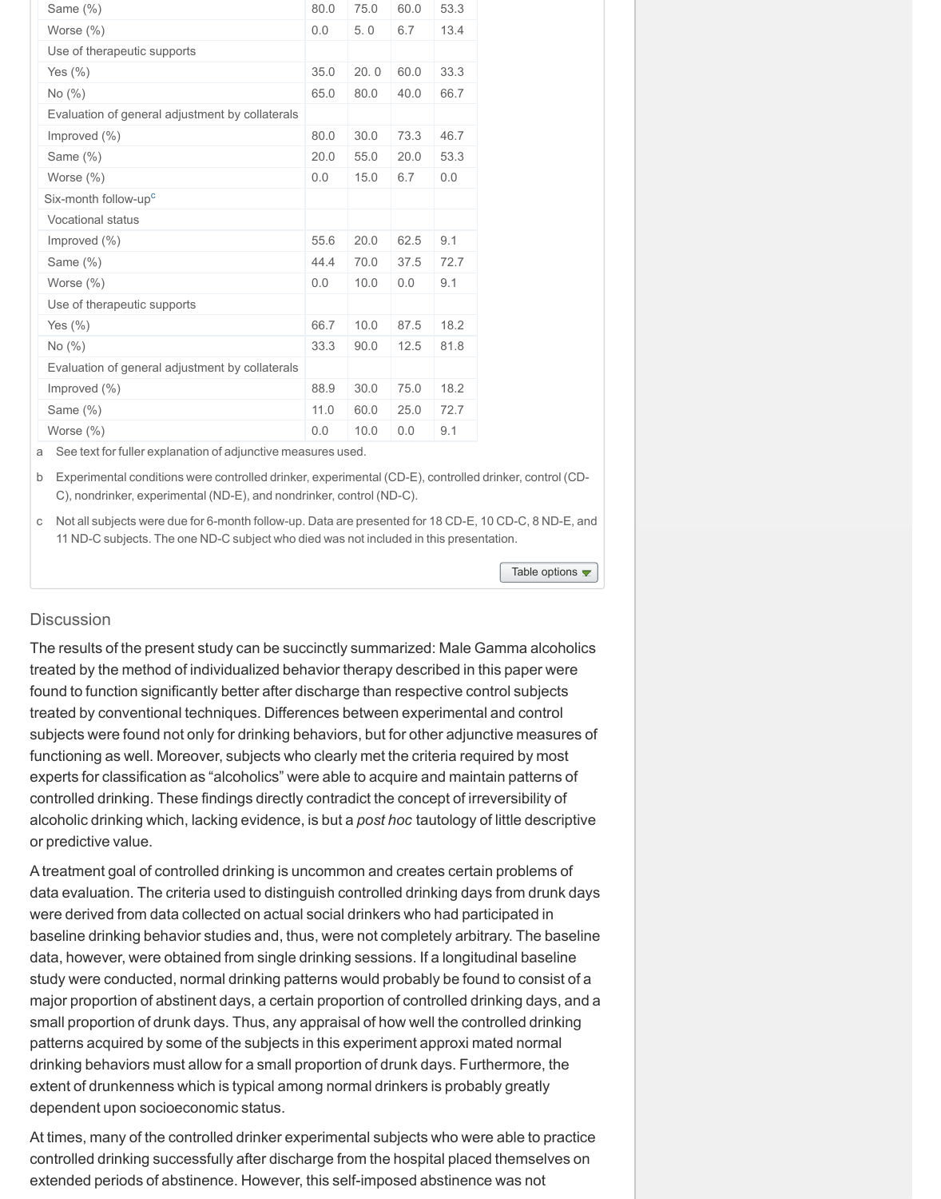| | | | | |
|---|---|---|---|---|
| Same (%) | 80.0 | 75.0 | 60.0 | 53.3 |
| Worse (%) | 0.0 | 5. 0 | 6.7 | 13.4 |
| Use of therapeutic supports | | | | |
| Yes (%) | 35.0 | 20. 0 | 60.0 | 33.3 |
| No (%) | 65.0 | 80.0 | 40.0 | 66.7 |
| Evaluation of general adjustment by collaterals | | | | |
| Improved (%) | 80.0 | 30.0 | 73.3 | 46.7 |
| Same (%) | 20.0 | 55.0 | 20.0 | 53.3 |
| Worse (%) | 0.0 | 15.0 | 6.7 | 0.0 |
| Six-month follow-up[c] | | | | |
| Vocational status | | | | |
| Improved (%) | 55.6 | 20.0 | 62.5 | 9.1 |
| Same (%) | 44.4 | 70.0 | 37.5 | 72.7 |
| Worse (%) | 0.0 | 10.0 | 0.0 | 9.1 |
| Use of therapeutic supports | | | | |
| Yes (%) | 66.7 | 10.0 | 87.5 | 18.2 |
| No (%) | 33.3 | 90.0 | 12.5 | 81.8 |
| Evaluation of general adjustment by collaterals | | | | |
| Improved (%) | 88.9 | 30.0 | 75.0 | 18.2 |
| Same (%) | 11.0 | 60.0 | 25.0 | 72.7 |
| Worse (%) | 0.0 | 10.0 | 0.0 | 9.1 |

a See text for fuller explanation of adjunctive measures used.

b Experimental conditions were controlled drinker, experimental (CD-E), controlled drinker, control (CD-C), nondrinker, experimental (ND-E), and nondrinker, control (ND-C).

c Not all subjects were due for 6-month follow-up. Data are presented for 18 CD-E, 10 CD-C, 8 ND-E, and 11 ND-C subjects. The one ND-C subject who died was not included in this presentation.

## Discussion

The results of the present study can be succinctly summarized: Male Gamma alcoholics treated by the method of individualized behavior therapy described in this paper were found to function significantly better after discharge than respective control subjects treated by conventional techniques. Differences between experimental and control subjects were found not only for drinking behaviors, but for other adjunctive measures of functioning as well. Moreover, subjects who clearly met the criteria required by most experts for classification as "alcoholics" were able to acquire and maintain patterns of controlled drinking. These findings directly contradict the concept of irreversibility of alcoholic drinking which, lacking evidence, is but a *post hoc* tautology of little descriptive or predictive value.

A treatment goal of controlled drinking is uncommon and creates certain problems of data evaluation. The criteria used to distinguish controlled drinking days from drunk days were derived from data collected on actual social drinkers who had participated in baseline drinking behavior studies and, thus, were not completely arbitrary. The baseline data, however, were obtained from single drinking sessions. If a longitudinal baseline study were conducted, normal drinking patterns would probably be found to consist of a major proportion of abstinent days, a certain proportion of controlled drinking days, and a small proportion of drunk days. Thus, any appraisal of how well the controlled drinking patterns acquired by some of the subjects in this experiment approxi mated normal drinking behaviors must allow for a small proportion of drunk days. Furthermore, the extent of drunkenness which is typical among normal drinkers is probably greatly dependent upon socioeconomic status.

At times, many of the controlled drinker experimental subjects who were able to practice controlled drinking successfully after discharge from the hospital placed themselves on extended periods of abstinence. However, this self-imposed abstinence was not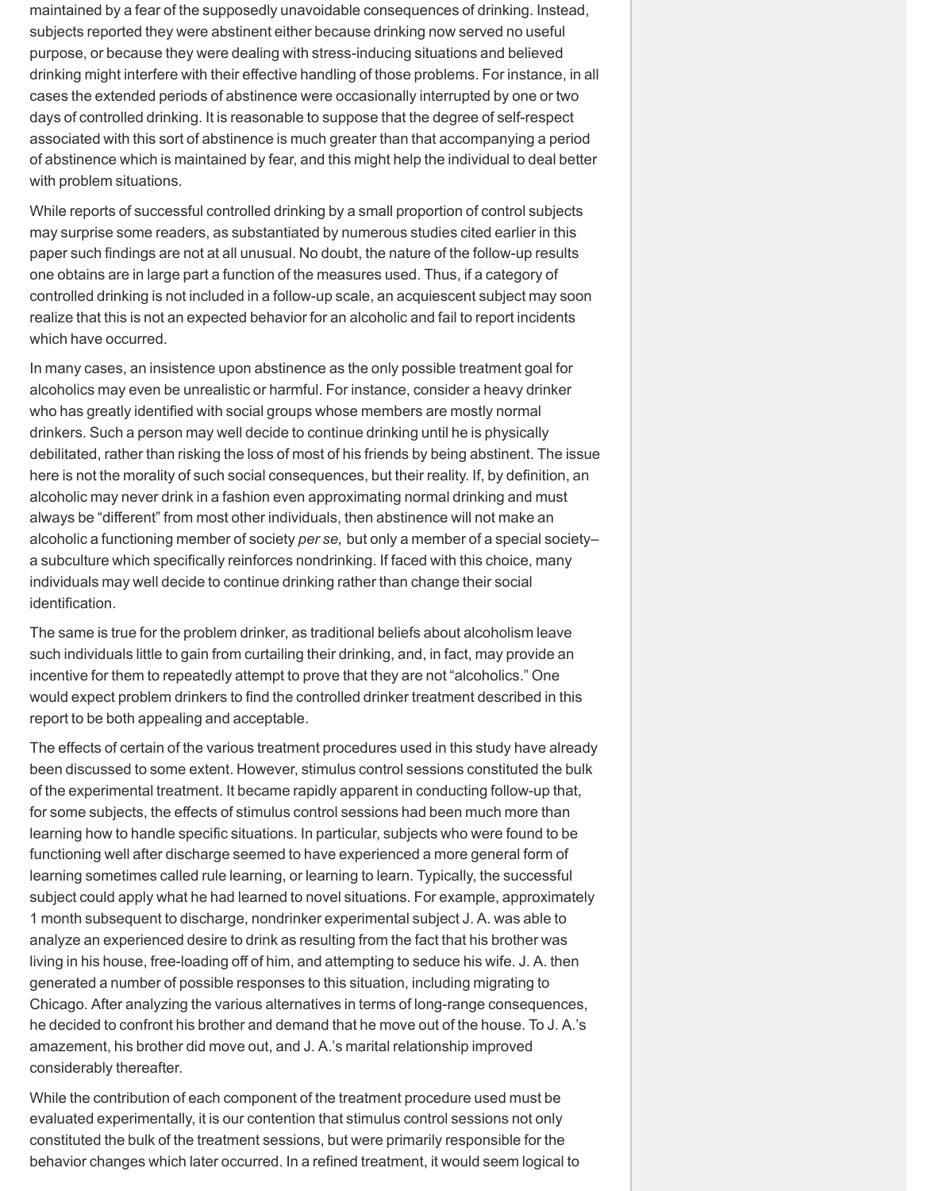maintained by a fear of the supposedly unavoidable consequences of drinking. Instead, subjects reported they were abstinent either because drinking now served no useful purpose, or because they were dealing with stress-inducing situations and believed drinking might interfere with their effective handling of those problems. For instance, in all cases the extended periods of abstinence were occasionally interrupted by one or two days of controlled drinking. It is reasonable to suppose that the degree of self-respect associated with this sort of abstinence is much greater than that accompanying a period of abstinence which is maintained by fear, and this might help the individual to deal better with problem situations.

While reports of successful controlled drinking by a small proportion of control subjects may surprise some readers, as substantiated by numerous studies cited earlier in this paper such findings are not at all unusual. No doubt, the nature of the follow-up results one obtains are in large part a function of the measures used. Thus, if a category of controlled drinking is not included in a follow-up scale, an acquiescent subject may soon realize that this is not an expected behavior for an alcoholic and fail to report incidents which have occurred.

In many cases, an insistence upon abstinence as the only possible treatment goal for alcoholics may even be unrealistic or harmful. For instance, consider a heavy drinker who has greatly identified with social groups whose members are mostly normal drinkers. Such a person may well decide to continue drinking until he is physically debilitated, rather than risking the loss of most of his friends by being abstinent. The issue here is not the morality of such social consequences, but their reality. If, by definition, an alcoholic may never drink in a fashion even approximating normal drinking and must always be "different" from most other individuals, then abstinence will not make an alcoholic a functioning member of society *per se,* but only a member of a special society–a subculture which specifically reinforces nondrinking. If faced with this choice, many individuals may well decide to continue drinking rather than change their social identification.

The same is true for the problem drinker, as traditional beliefs about alcoholism leave such individuals little to gain from curtailing their drinking, and, in fact, may provide an incentive for them to repeatedly attempt to prove that they are not "alcoholics." One would expect problem drinkers to find the controlled drinker treatment described in this report to be both appealing and acceptable.

The effects of certain of the various treatment procedures used in this study have already been discussed to some extent. However, stimulus control sessions constituted the bulk of the experimental treatment. It became rapidly apparent in conducting follow-up that, for some subjects, the effects of stimulus control sessions had been much more than learning how to handle specific situations. In particular, subjects who were found to be functioning well after discharge seemed to have experienced a more general form of learning sometimes called rule learning, or learning to learn. Typically, the successful subject could apply what he had learned to novel situations. For example, approximately 1 month subsequent to discharge, nondrinker experimental subject J. A. was able to analyze an experienced desire to drink as resulting from the fact that his brother was living in his house, free-loading off of him, and attempting to seduce his wife. J. A. then generated a number of possible responses to this situation, including migrating to Chicago. After analyzing the various alternatives in terms of long-range consequences, he decided to confront his brother and demand that he move out of the house. To J. A.'s amazement, his brother did move out, and J. A.'s marital relationship improved considerably thereafter.

While the contribution of each component of the treatment procedure used must be evaluated experimentally, it is our contention that stimulus control sessions not only constituted the bulk of the treatment sessions, but were primarily responsible for the behavior changes which later occurred. In a refined treatment, it would seem logical to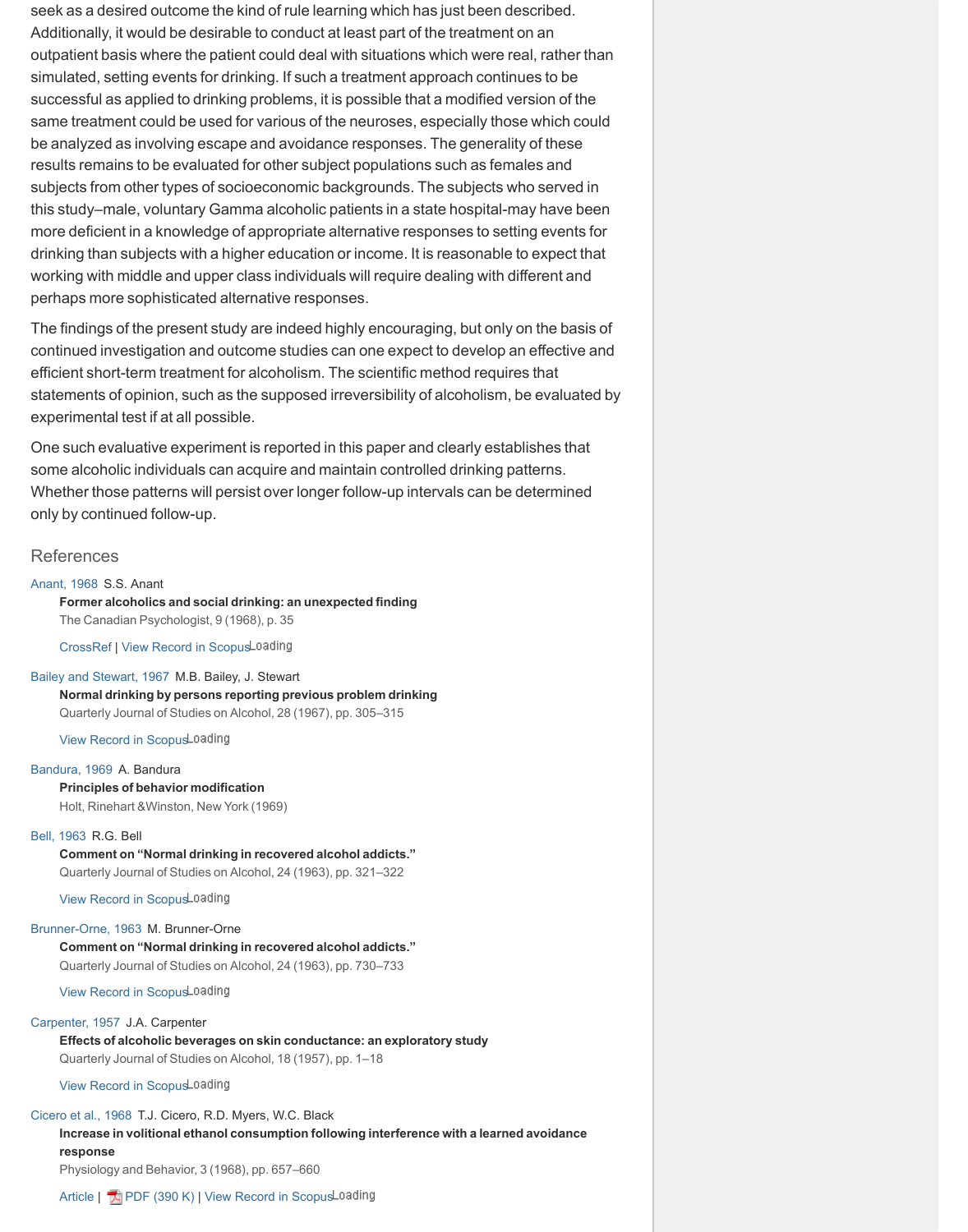seek as a desired outcome the kind of rule learning which has just been described. Additionally, it would be desirable to conduct at least part of the treatment on an outpatient basis where the patient could deal with situations which were real, rather than simulated, setting events for drinking. If such a treatment approach continues to be successful as applied to drinking problems, it is possible that a modified version of the same treatment could be used for various of the neuroses, especially those which could be analyzed as involving escape and avoidance responses. The generality of these results remains to be evaluated for other subject populations such as females and subjects from other types of socioeconomic backgrounds. The subjects who served in this study–male, voluntary Gamma alcoholic patients in a state hospital-may have been more deficient in a knowledge of appropriate alternative responses to setting events for drinking than subjects with a higher education or income. It is reasonable to expect that working with middle and upper class individuals will require dealing with different and perhaps more sophisticated alternative responses.

The findings of the present study are indeed highly encouraging, but only on the basis of continued investigation and outcome studies can one expect to develop an effective and efficient short-term treatment for alcoholism. The scientific method requires that statements of opinion, such as the supposed irreversibility of alcoholism, be evaluated by experimental test if at all possible.

One such evaluative experiment is reported in this paper and clearly establishes that some alcoholic individuals can acquire and maintain controlled drinking patterns. Whether those patterns will persist over longer follow-up intervals can be determined only by continued follow-up.

## References

Anant, 1968 S.S. Anant
**Former alcoholics and social drinking: an unexpected finding**
The Canadian Psychologist, 9 (1968), p. 35
CrossRef | View Record in Scopus

Bailey and Stewart, 1967 M.B. Bailey, J. Stewart
**Normal drinking by persons reporting previous problem drinking**
Quarterly Journal of Studies on Alcohol, 28 (1967), pp. 305–315
View Record in Scopus

Bandura, 1969 A. Bandura
**Principles of behavior modification**
Holt, Rinehart &Winston, New York (1969)

Bell, 1963 R.G. Bell
**Comment on "Normal drinking in recovered alcohol addicts."**
Quarterly Journal of Studies on Alcohol, 24 (1963), pp. 321–322
View Record in Scopus

Brunner-Orne, 1963 M. Brunner-Orne
**Comment on "Normal drinking in recovered alcohol addicts."**
Quarterly Journal of Studies on Alcohol, 24 (1963), pp. 730–733
View Record in Scopus

Carpenter, 1957 J.A. Carpenter
**Effects of alcoholic beverages on skin conductance: an exploratory study**
Quarterly Journal of Studies on Alcohol, 18 (1957), pp. 1–18
View Record in Scopus

Cicero et al., 1968 T.J. Cicero, R.D. Myers, W.C. Black
**Increase in volitional ethanol consumption following interference with a learned avoidance response**
Physiology and Behavior, 3 (1968), pp. 657–660
Article | PDF (390 K) | View Record in Scopus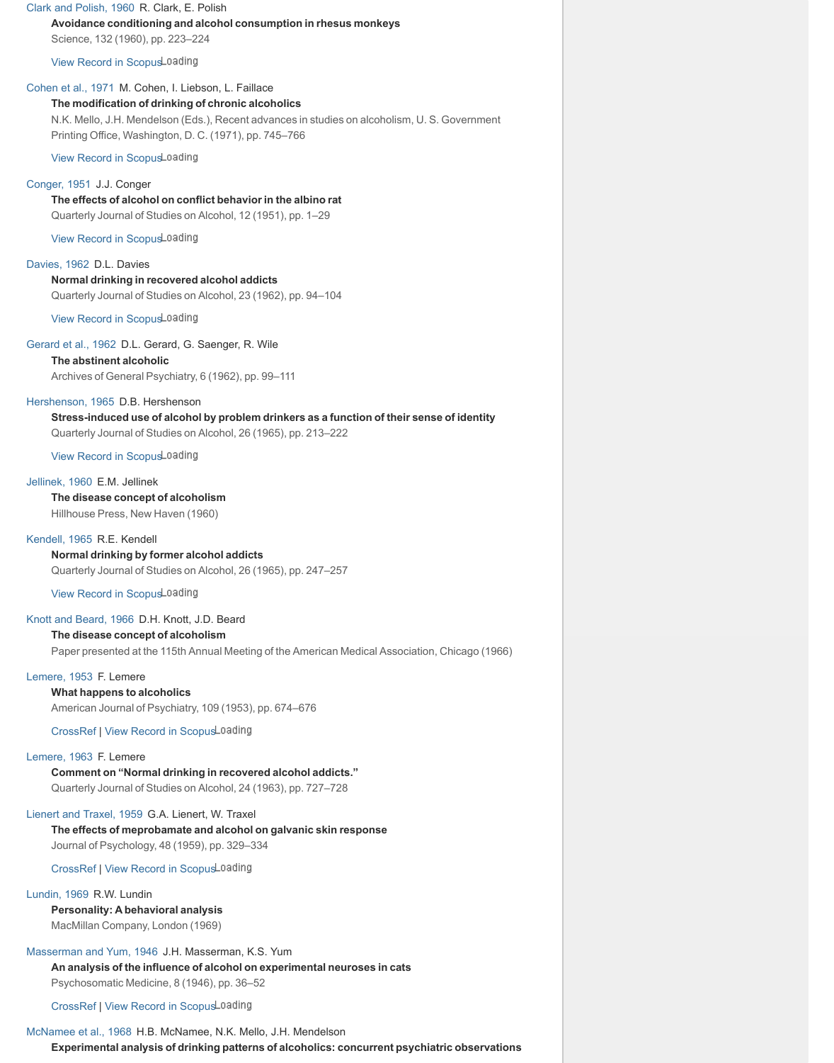Clark and Polish, 1960 R. Clark, E. Polish
**Avoidance conditioning and alcohol consumption in rhesus monkeys**
Science, 132 (1960), pp. 223–224

View Record in Scopus

Cohen et al., 1971 M. Cohen, I. Liebson, L. Faillace
**The modification of drinking of chronic alcoholics**
N.K. Mello, J.H. Mendelson (Eds.), Recent advances in studies on alcoholism, U. S. Government Printing Office, Washington, D. C. (1971), pp. 745–766

View Record in Scopus

Conger, 1951 J.J. Conger
**The effects of alcohol on conflict behavior in the albino rat**
Quarterly Journal of Studies on Alcohol, 12 (1951), pp. 1–29

View Record in Scopus

Davies, 1962 D.L. Davies
**Normal drinking in recovered alcohol addicts**
Quarterly Journal of Studies on Alcohol, 23 (1962), pp. 94–104

View Record in Scopus

Gerard et al., 1962 D.L. Gerard, G. Saenger, R. Wile
**The abstinent alcoholic**
Archives of General Psychiatry, 6 (1962), pp. 99–111

Hershenson, 1965 D.B. Hershenson
**Stress-induced use of alcohol by problem drinkers as a function of their sense of identity**
Quarterly Journal of Studies on Alcohol, 26 (1965), pp. 213–222

View Record in Scopus

Jellinek, 1960 E.M. Jellinek
**The disease concept of alcoholism**
Hillhouse Press, New Haven (1960)

Kendell, 1965 R.E. Kendell
**Normal drinking by former alcohol addicts**
Quarterly Journal of Studies on Alcohol, 26 (1965), pp. 247–257

View Record in Scopus

Knott and Beard, 1966 D.H. Knott, J.D. Beard
**The disease concept of alcoholism**
Paper presented at the 115th Annual Meeting of the American Medical Association, Chicago (1966)

Lemere, 1953 F. Lemere
**What happens to alcoholics**
American Journal of Psychiatry, 109 (1953), pp. 674–676

CrossRef | View Record in Scopus

Lemere, 1963 F. Lemere
**Comment on "Normal drinking in recovered alcohol addicts."**
Quarterly Journal of Studies on Alcohol, 24 (1963), pp. 727–728

Lienert and Traxel, 1959 G.A. Lienert, W. Traxel
**The effects of meprobamate and alcohol on galvanic skin response**
Journal of Psychology, 48 (1959), pp. 329–334

CrossRef | View Record in Scopus

Lundin, 1969 R.W. Lundin
**Personality: A behavioral analysis**
MacMillan Company, London (1969)

Masserman and Yum, 1946 J.H. Masserman, K.S. Yum
**An analysis of the influence of alcohol on experimental neuroses in cats**
Psychosomatic Medicine, 8 (1946), pp. 36–52

CrossRef | View Record in Scopus

McNamee et al., 1968 H.B. McNamee, N.K. Mello, J.H. Mendelson
**Experimental analysis of drinking patterns of alcoholics: concurrent psychiatric observations**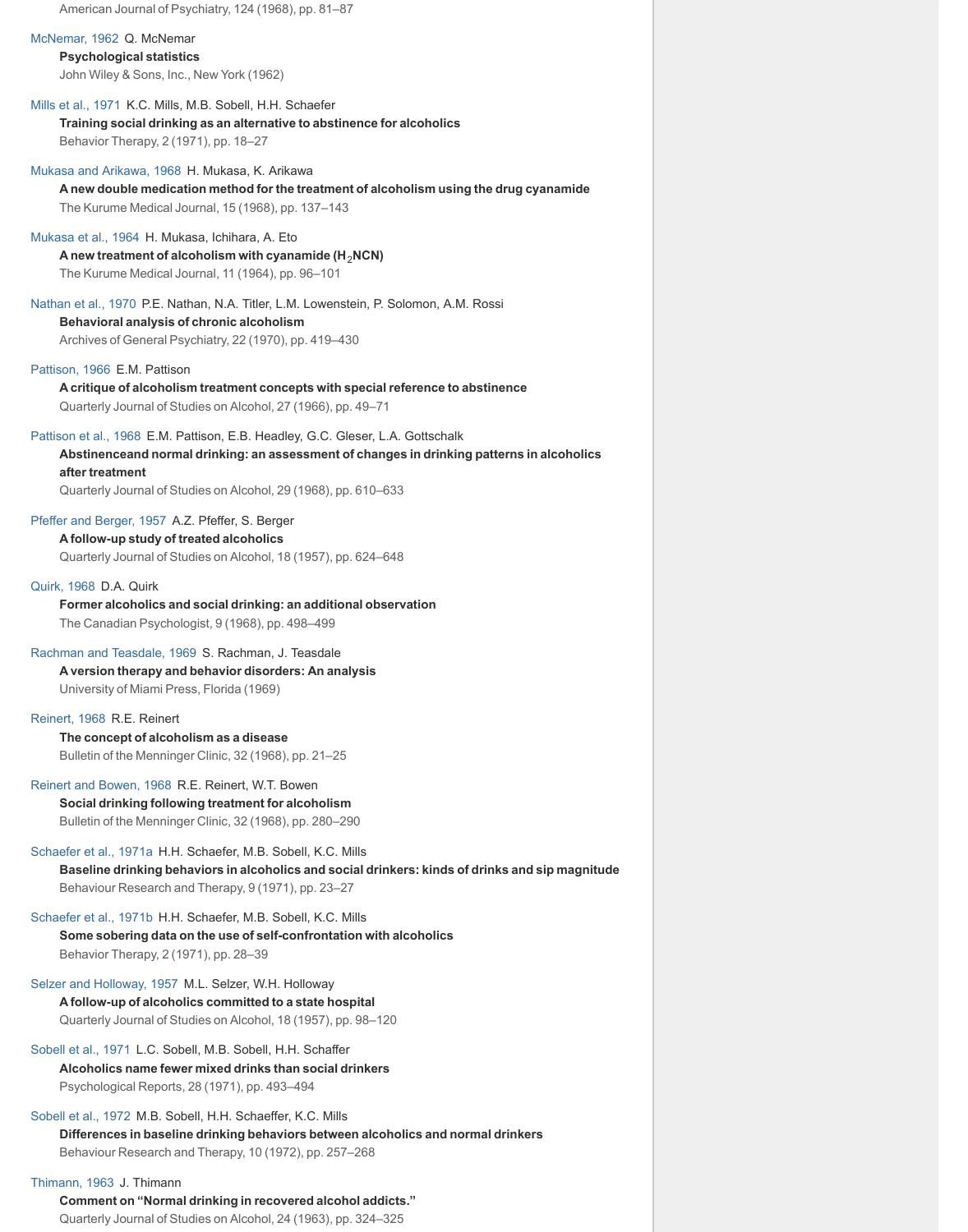American Journal of Psychiatry, 124 (1968), pp. 81–87

McNemar, 1962 Q. McNemar
**Psychological statistics**
John Wiley & Sons, Inc., New York (1962)

Mills et al., 1971 K.C. Mills, M.B. Sobell, H.H. Schaefer
**Training social drinking as an alternative to abstinence for alcoholics**
Behavior Therapy, 2 (1971), pp. 18–27

Mukasa and Arikawa, 1968 H. Mukasa, K. Arikawa
**A new double medication method for the treatment of alcoholism using the drug cyanamide**
The Kurume Medical Journal, 15 (1968), pp. 137–143

Mukasa et al., 1964 H. Mukasa, Ichihara, A. Eto
**A new treatment of alcoholism with cyanamide ($H_2NCN$)**
The Kurume Medical Journal, 11 (1964), pp. 96–101

Nathan et al., 1970 P.E. Nathan, N.A. Titler, L.M. Lowenstein, P. Solomon, A.M. Rossi
**Behavioral analysis of chronic alcoholism**
Archives of General Psychiatry, 22 (1970), pp. 419–430

Pattison, 1966 E.M. Pattison
**A critique of alcoholism treatment concepts with special reference to abstinence**
Quarterly Journal of Studies on Alcohol, 27 (1966), pp. 49–71

Pattison et al., 1968 E.M. Pattison, E.B. Headley, G.C. Gleser, L.A. Gottschalk
**Abstinenceand normal drinking: an assessment of changes in drinking patterns in alcoholics after treatment**
Quarterly Journal of Studies on Alcohol, 29 (1968), pp. 610–633

Pfeffer and Berger, 1957 A.Z. Pfeffer, S. Berger
**A follow-up study of treated alcoholics**
Quarterly Journal of Studies on Alcohol, 18 (1957), pp. 624–648

Quirk, 1968 D.A. Quirk
**Former alcoholics and social drinking: an additional observation**
The Canadian Psychologist, 9 (1968), pp. 498–499

Rachman and Teasdale, 1969 S. Rachman, J. Teasdale
**A version therapy and behavior disorders: An analysis**
University of Miami Press, Florida (1969)

Reinert, 1968 R.E. Reinert
**The concept of alcoholism as a disease**
Bulletin of the Menninger Clinic, 32 (1968), pp. 21–25

Reinert and Bowen, 1968 R.E. Reinert, W.T. Bowen
**Social drinking following treatment for alcoholism**
Bulletin of the Menninger Clinic, 32 (1968), pp. 280–290

Schaefer et al., 1971a H.H. Schaefer, M.B. Sobell, K.C. Mills
**Baseline drinking behaviors in alcoholics and social drinkers: kinds of drinks and sip magnitude**
Behaviour Research and Therapy, 9 (1971), pp. 23–27

Schaefer et al., 1971b H.H. Schaefer, M.B. Sobell, K.C. Mills
**Some sobering data on the use of self-confrontation with alcoholics**
Behavior Therapy, 2 (1971), pp. 28–39

Selzer and Holloway, 1957 M.L. Selzer, W.H. Holloway
**A follow-up of alcoholics committed to a state hospital**
Quarterly Journal of Studies on Alcohol, 18 (1957), pp. 98–120

Sobell et al., 1971 L.C. Sobell, M.B. Sobell, H.H. Schaffer
**Alcoholics name fewer mixed drinks than social drinkers**
Psychological Reports, 28 (1971), pp. 493–494

Sobell et al., 1972 M.B. Sobell, H.H. Schaeffer, K.C. Mills
**Differences in baseline drinking behaviors between alcoholics and normal drinkers**
Behaviour Research and Therapy, 10 (1972), pp. 257–268

Thimann, 1963 J. Thimann
**Comment on "Normal drinking in recovered alcohol addicts."**
Quarterly Journal of Studies on Alcohol, 24 (1963), pp. 324–325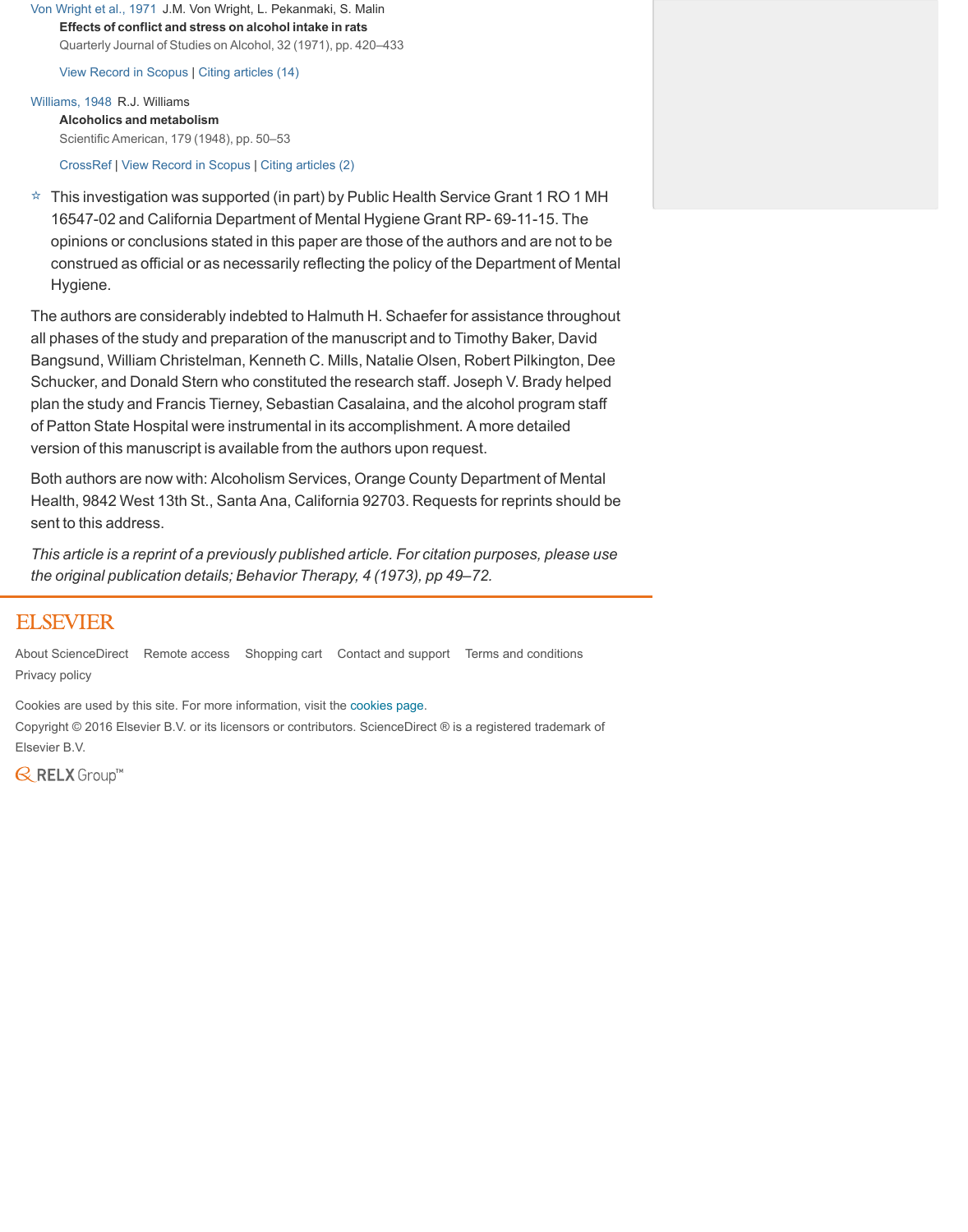Von Wright et al., 1971 J.M. Von Wright, L. Pekanmaki, S. Malin
**Effects of conflict and stress on alcohol intake in rats**
Quarterly Journal of Studies on Alcohol, 32 (1971), pp. 420–433

View Record in Scopus | Citing articles (14)

Williams, 1948 R.J. Williams
**Alcoholics and metabolism**
Scientific American, 179 (1948), pp. 50–53

CrossRef | View Record in Scopus | Citing articles (2)

☆ This investigation was supported (in part) by Public Health Service Grant 1 RO 1 MH 16547-02 and California Department of Mental Hygiene Grant RP- 69-11-15. The opinions or conclusions stated in this paper are those of the authors and are not to be construed as official or as necessarily reflecting the policy of the Department of Mental Hygiene.

The authors are considerably indebted to Halmuth H. Schaefer for assistance throughout all phases of the study and preparation of the manuscript and to Timothy Baker, David Bangsund, William Christelman, Kenneth C. Mills, Natalie Olsen, Robert Pilkington, Dee Schucker, and Donald Stern who constituted the research staff. Joseph V. Brady helped plan the study and Francis Tierney, Sebastian Casalaina, and the alcohol program staff of Patton State Hospital were instrumental in its accomplishment. A more detailed version of this manuscript is available from the authors upon request.

Both authors are now with: Alcoholism Services, Orange County Department of Mental Health, 9842 West 13th St., Santa Ana, California 92703. Requests for reprints should be sent to this address.

*This article is a reprint of a previously published article. For citation purposes, please use the original publication details; Behavior Therapy, 4 (1973), pp 49–72.*

ELSEVIER

About ScienceDirect Remote access Shopping cart Contact and support Terms and conditions Privacy policy

Cookies are used by this site. For more information, visit the cookies page.

Copyright © 2016 Elsevier B.V. or its licensors or contributors. ScienceDirect ® is a registered trademark of Elsevier B.V.

RELX Group™